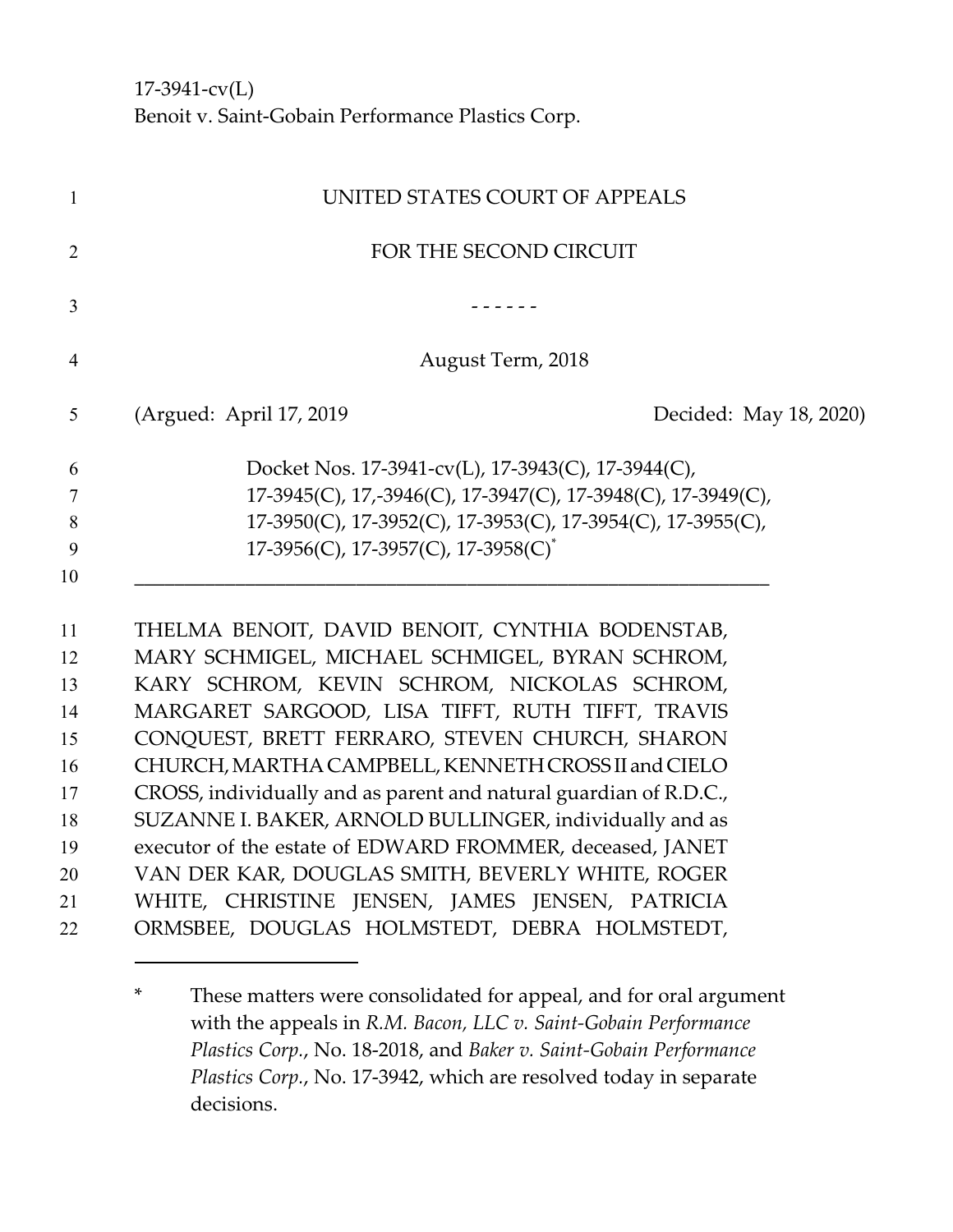17-3941-cv(L)
Benoit v. Saint-Gobain Performance Plastics Corp.

UNITED STATES COURT OF APPEALS

FOR THE SECOND CIRCUIT

- - - - - -

August Term, 2018

(Argued: April 17, 2019 Decided: May 18, 2020)

Docket Nos. 17-3941-cv(L), 17-3943(C), 17-3944(C), 17-3945(C), 17,-3946(C), 17-3947(C), 17-3948(C), 17-3949(C), 17-3950(C), 17-3952(C), 17-3953(C), 17-3954(C), 17-3955(C), 17-3956(C), 17-3957(C), 17-3958(C)*

---

THELMA BENOIT, DAVID BENOIT, CYNTHIA BODENSTAB, MARY SCHMIGEL, MICHAEL SCHMIGEL, BYRAN SCHROM, KARY SCHROM, KEVIN SCHROM, NICKOLAS SCHROM, MARGARET SARGOOD, LISA TIFFT, RUTH TIFFT, TRAVIS CONQUEST, BRETT FERRARO, STEVEN CHURCH, SHARON CHURCH, MARTHA CAMPBELL, KENNETH CROSS II and CIELO CROSS, individually and as parent and natural guardian of R.D.C., SUZANNE I. BAKER, ARNOLD BULLINGER, individually and as executor of the estate of EDWARD FROMMER, deceased, JANET VAN DER KAR, DOUGLAS SMITH, BEVERLY WHITE, ROGER WHITE, CHRISTINE JENSEN, JAMES JENSEN, PATRICIA ORMSBEE, DOUGLAS HOLMSTEDT, DEBRA HOLMSTEDT,

---

* These matters were consolidated for appeal, and for oral argument with the appeals in *R.M. Bacon, LLC v. Saint-Gobain Performance Plastics Corp.*, No. 18-2018, and *Baker v. Saint-Gobain Performance Plastics Corp.*, No. 17-3942, which are resolved today in separate decisions.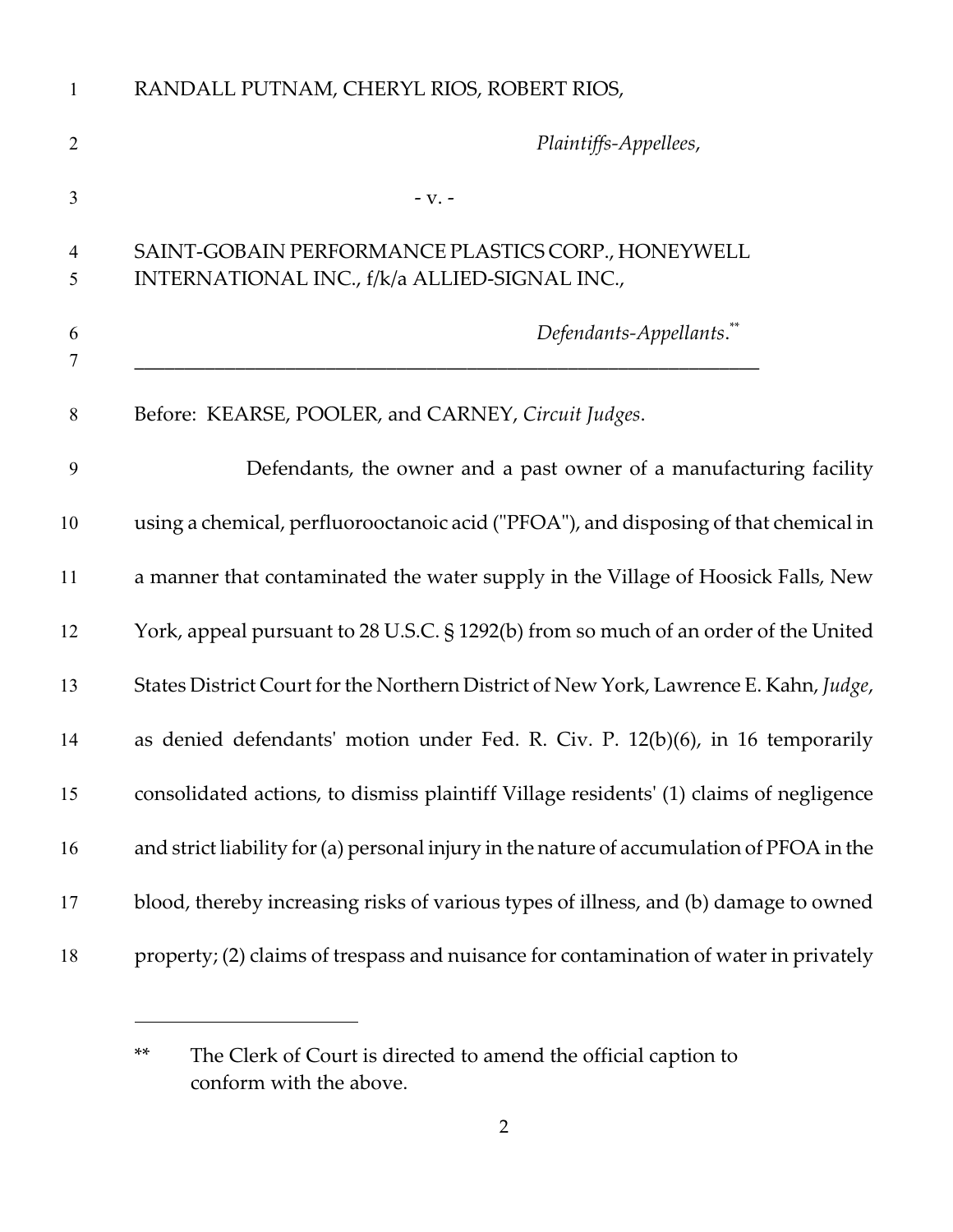RANDALL PUTNAM, CHERYL RIOS, ROBERT RIOS,

*Plaintiffs-Appellees*,

- v. -

SAINT-GOBAIN PERFORMANCE PLASTICS CORP., HONEYWELL INTERNATIONAL INC., f/k/a ALLIED-SIGNAL INC.,

*Defendants-Appellants*.**

---

Before: KEARSE, POOLER, and CARNEY, *Circuit Judges*.

Defendants, the owner and a past owner of a manufacturing facility using a chemical, perfluorooctanoic acid ("PFOA"), and disposing of that chemical in a manner that contaminated the water supply in the Village of Hoosick Falls, New York, appeal pursuant to 28 U.S.C. § 1292(b) from so much of an order of the United States District Court for the Northern District of New York, Lawrence E. Kahn, *Judge*, as denied defendants' motion under Fed. R. Civ. P. 12(b)(6), in 16 temporarily consolidated actions, to dismiss plaintiff Village residents' (1) claims of negligence and strict liability for (a) personal injury in the nature of accumulation of PFOA in the blood, thereby increasing risks of various types of illness, and (b) damage to owned property; (2) claims of trespass and nuisance for contamination of water in privately

---

** The Clerk of Court is directed to amend the official caption to conform with the above.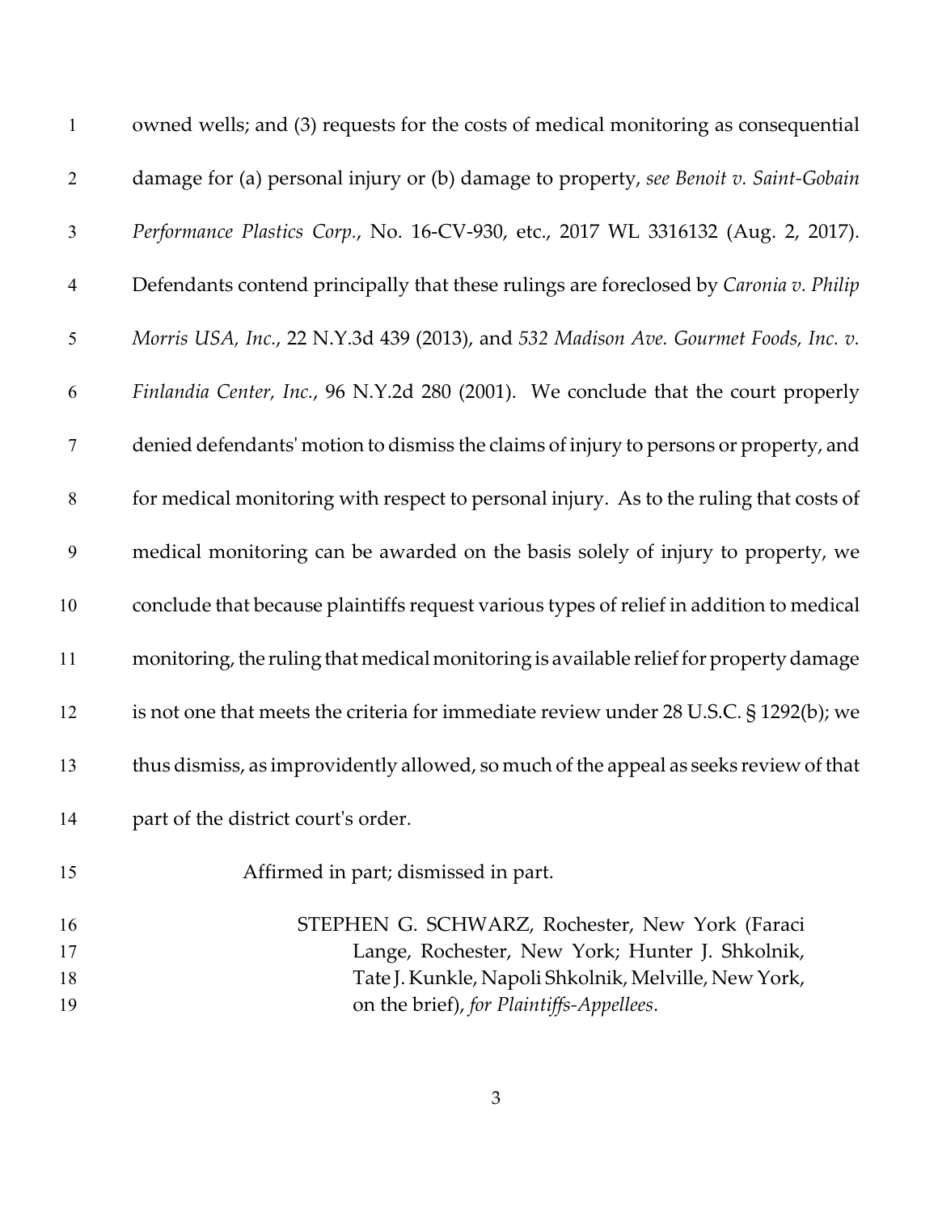owned wells; and (3) requests for the costs of medical monitoring as consequential damage for (a) personal injury or (b) damage to property, *see Benoit v. Saint-Gobain Performance Plastics Corp.*, No. 16-CV-930, etc., 2017 WL 3316132 (Aug. 2, 2017). Defendants contend principally that these rulings are foreclosed by *Caronia v. Philip Morris USA, Inc.*, 22 N.Y.3d 439 (2013), and *532 Madison Ave. Gourmet Foods, Inc. v. Finlandia Center, Inc.*, 96 N.Y.2d 280 (2001). We conclude that the court properly denied defendants' motion to dismiss the claims of injury to persons or property, and for medical monitoring with respect to personal injury. As to the ruling that costs of medical monitoring can be awarded on the basis solely of injury to property, we conclude that because plaintiffs request various types of relief in addition to medical monitoring, the ruling that medical monitoring is available relief for property damage is not one that meets the criteria for immediate review under 28 U.S.C. § 1292(b); we thus dismiss, as improvidently allowed, so much of the appeal as seeks review of that part of the district court's order.

Affirmed in part; dismissed in part.

STEPHEN G. SCHWARZ, Rochester, New York (Faraci Lange, Rochester, New York; Hunter J. Shkolnik, Tate J. Kunkle, Napoli Shkolnik, Melville, New York, on the brief), *for Plaintiffs-Appellees*.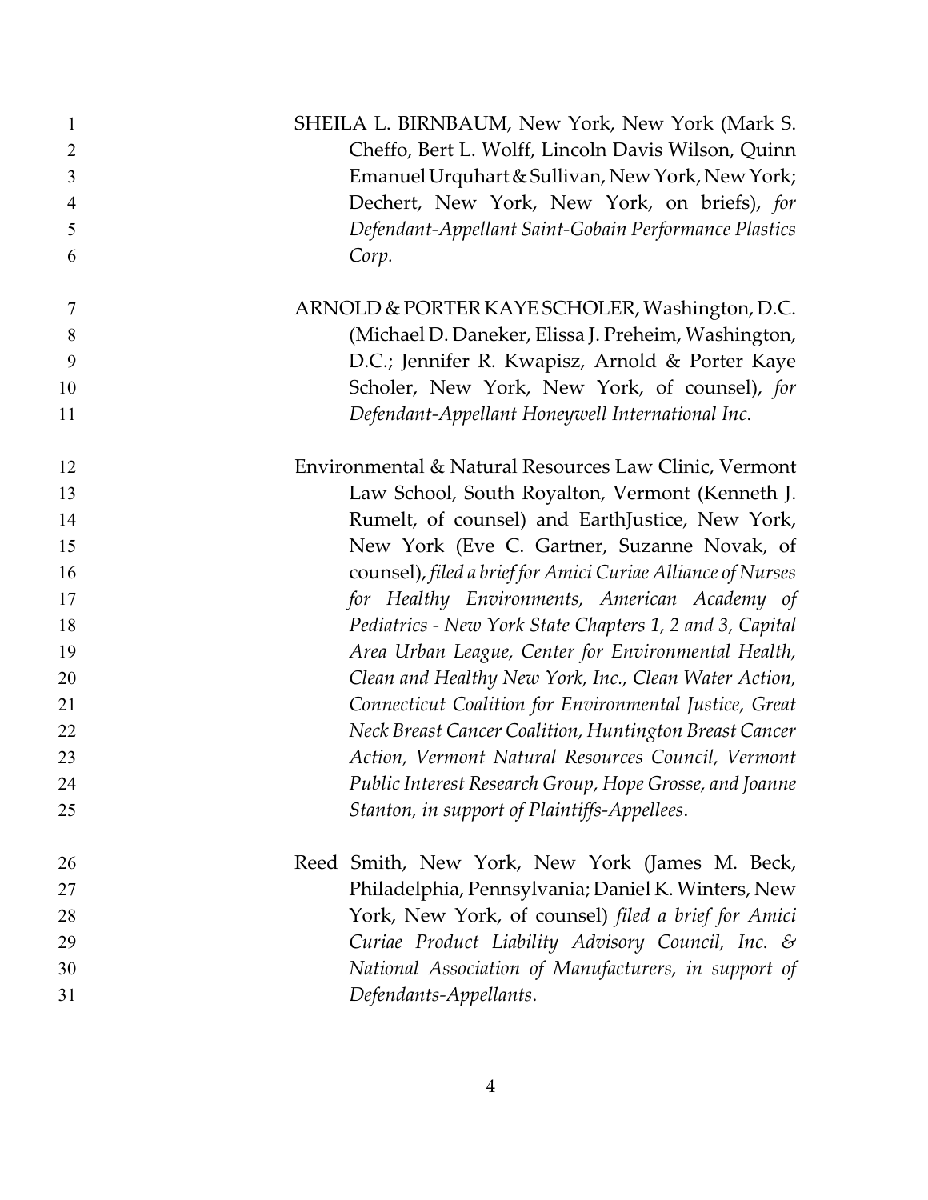SHEILA L. BIRNBAUM, New York, New York (Mark S. Cheffo, Bert L. Wolff, Lincoln Davis Wilson, Quinn Emanuel Urquhart & Sullivan, New York, New York; Dechert, New York, New York, on briefs), *for Defendant-Appellant Saint-Gobain Performance Plastics Corp.*

ARNOLD & PORTER KAYE SCHOLER, Washington, D.C. (Michael D. Daneker, Elissa J. Preheim, Washington, D.C.; Jennifer R. Kwapisz, Arnold & Porter Kaye Scholer, New York, New York, of counsel), *for Defendant-Appellant Honeywell International Inc.*

Environmental & Natural Resources Law Clinic, Vermont Law School, South Royalton, Vermont (Kenneth J. Rumelt, of counsel) and EarthJustice, New York, New York (Eve C. Gartner, Suzanne Novak, of counsel), *filed a brief for Amici Curiae Alliance of Nurses for Healthy Environments, American Academy of Pediatrics - New York State Chapters 1, 2 and 3, Capital Area Urban League, Center for Environmental Health, Clean and Healthy New York, Inc., Clean Water Action, Connecticut Coalition for Environmental Justice, Great Neck Breast Cancer Coalition, Huntington Breast Cancer Action, Vermont Natural Resources Council, Vermont Public Interest Research Group, Hope Grosse, and Joanne Stanton, in support of Plaintiffs-Appellees*.

Reed Smith, New York, New York (James M. Beck, Philadelphia, Pennsylvania; Daniel K. Winters, New York, New York, of counsel) *filed a brief for Amici Curiae Product Liability Advisory Council, Inc. & National Association of Manufacturers, in support of Defendants-Appellants*.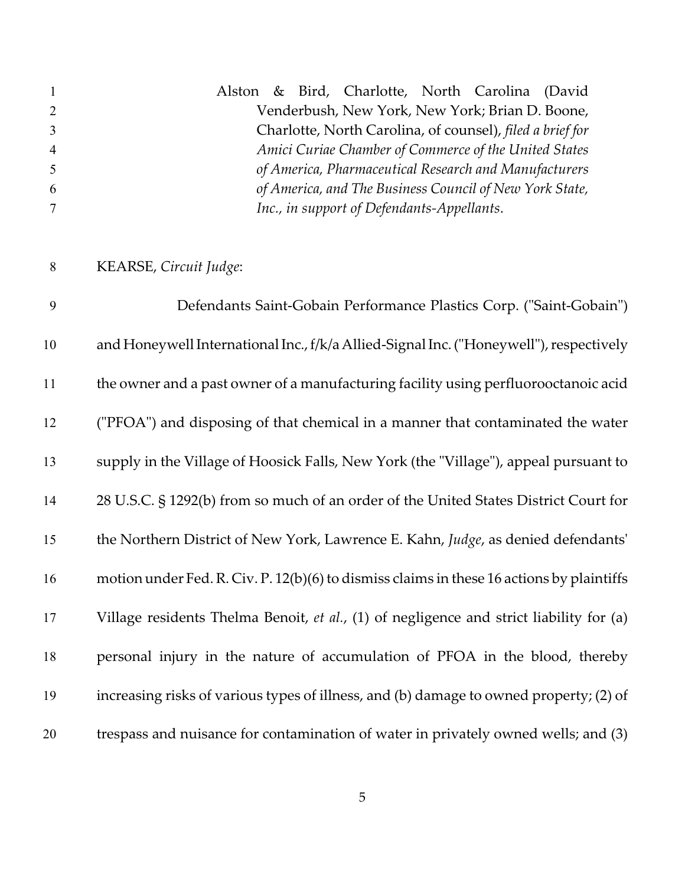Alston & Bird, Charlotte, North Carolina (David Venderbush, New York, New York; Brian D. Boone, Charlotte, North Carolina, of counsel), *filed a brief for Amici Curiae Chamber of Commerce of the United States of America, Pharmaceutical Research and Manufacturers of America, and The Business Council of New York State, Inc., in support of Defendants-Appellants*.

KEARSE, *Circuit Judge*:

Defendants Saint-Gobain Performance Plastics Corp. ("Saint-Gobain") and Honeywell International Inc., f/k/a Allied-Signal Inc. ("Honeywell"), respectively the owner and a past owner of a manufacturing facility using perfluorooctanoic acid ("PFOA") and disposing of that chemical in a manner that contaminated the water supply in the Village of Hoosick Falls, New York (the "Village"), appeal pursuant to 28 U.S.C. § 1292(b) from so much of an order of the United States District Court for the Northern District of New York, Lawrence E. Kahn, *Judge*, as denied defendants' motion under Fed. R. Civ. P. 12(b)(6) to dismiss claims in these 16 actions by plaintiffs Village residents Thelma Benoit, *et al.*, (1) of negligence and strict liability for (a) personal injury in the nature of accumulation of PFOA in the blood, thereby increasing risks of various types of illness, and (b) damage to owned property; (2) of trespass and nuisance for contamination of water in privately owned wells; and (3)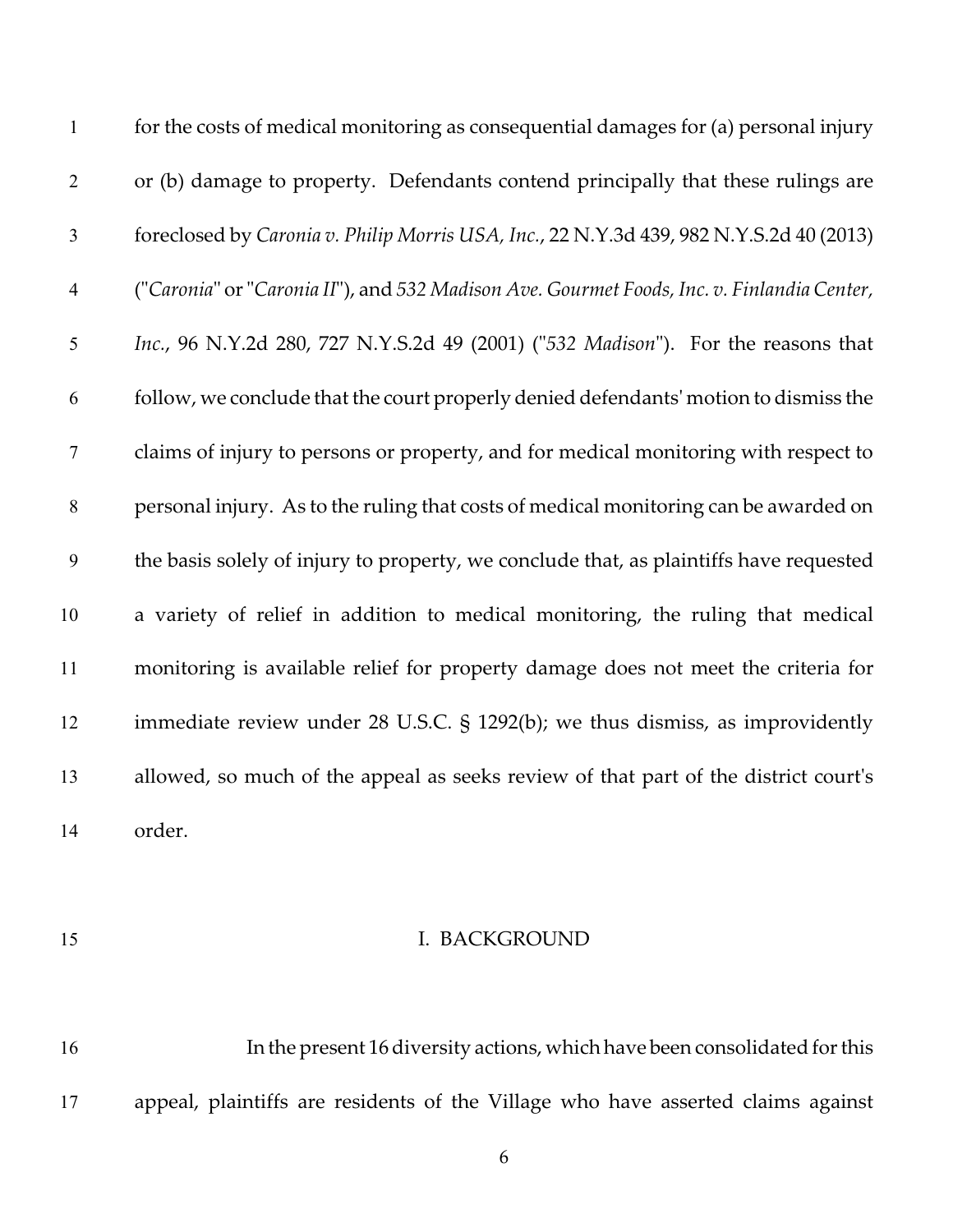for the costs of medical monitoring as consequential damages for (a) personal injury or (b) damage to property. Defendants contend principally that these rulings are foreclosed by *Caronia v. Philip Morris USA, Inc.*, 22 N.Y.3d 439, 982 N.Y.S.2d 40 (2013) ("*Caronia*" or "*Caronia II*"), and *532 Madison Ave. Gourmet Foods, Inc. v. Finlandia Center, Inc.*, 96 N.Y.2d 280, 727 N.Y.S.2d 49 (2001) ("*532 Madison*"). For the reasons that follow, we conclude that the court properly denied defendants' motion to dismiss the claims of injury to persons or property, and for medical monitoring with respect to personal injury. As to the ruling that costs of medical monitoring can be awarded on the basis solely of injury to property, we conclude that, as plaintiffs have requested a variety of relief in addition to medical monitoring, the ruling that medical monitoring is available relief for property damage does not meet the criteria for immediate review under 28 U.S.C. § 1292(b); we thus dismiss, as improvidently allowed, so much of the appeal as seeks review of that part of the district court's order.

## I. BACKGROUND

In the present 16 diversity actions, which have been consolidated for this appeal, plaintiffs are residents of the Village who have asserted claims against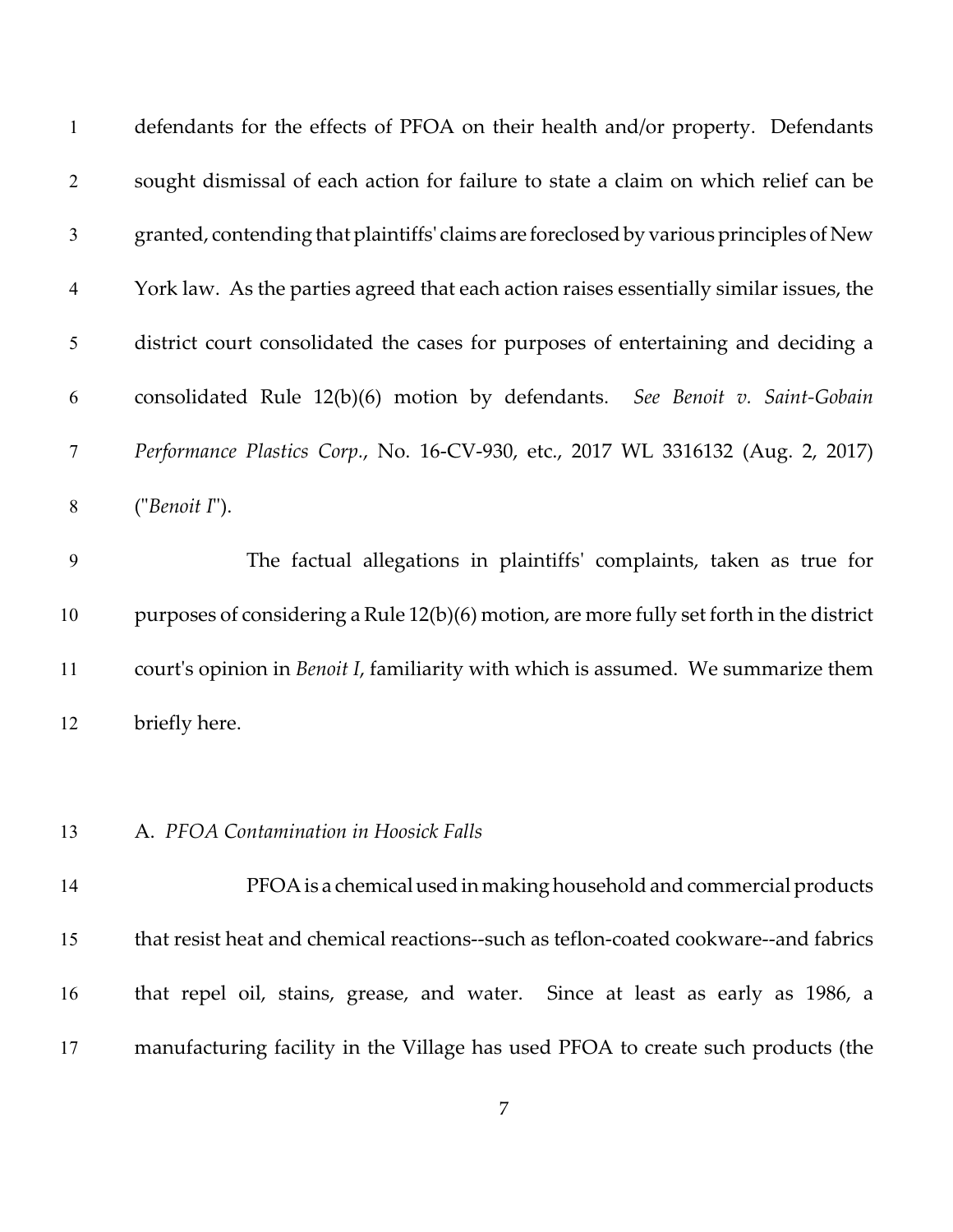defendants for the effects of PFOA on their health and/or property. Defendants sought dismissal of each action for failure to state a claim on which relief can be granted, contending that plaintiffs' claims are foreclosed by various principles of New York law. As the parties agreed that each action raises essentially similar issues, the district court consolidated the cases for purposes of entertaining and deciding a consolidated Rule 12(b)(6) motion by defendants. *See Benoit v. Saint-Gobain Performance Plastics Corp.*, No. 16-CV-930, etc., 2017 WL 3316132 (Aug. 2, 2017) ("*Benoit I*").

The factual allegations in plaintiffs' complaints, taken as true for purposes of considering a Rule 12(b)(6) motion, are more fully set forth in the district court's opinion in *Benoit I*, familiarity with which is assumed. We summarize them briefly here.

A. *PFOA Contamination in Hoosick Falls*

PFOA is a chemical used in making household and commercial products that resist heat and chemical reactions--such as teflon-coated cookware--and fabrics that repel oil, stains, grease, and water. Since at least as early as 1986, a manufacturing facility in the Village has used PFOA to create such products (the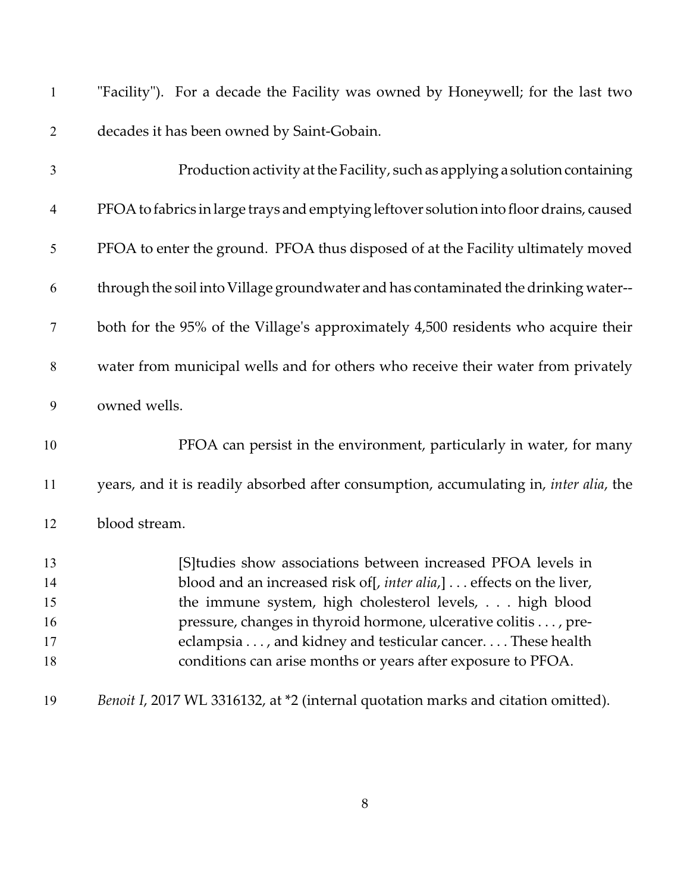"Facility"). For a decade the Facility was owned by Honeywell; for the last two decades it has been owned by Saint-Gobain.

Production activity at the Facility, such as applying a solution containing PFOA to fabrics in large trays and emptying leftover solution into floor drains, caused PFOA to enter the ground. PFOA thus disposed of at the Facility ultimately moved through the soil into Village groundwater and has contaminated the drinking water--both for the 95% of the Village's approximately 4,500 residents who acquire their water from municipal wells and for others who receive their water from privately owned wells.

PFOA can persist in the environment, particularly in water, for many years, and it is readily absorbed after consumption, accumulating in, *inter alia*, the blood stream.

> [S]tudies show associations between increased PFOA levels in blood and an increased risk of[, *inter alia*,] . . . effects on the liver, the immune system, high cholesterol levels, . . . high blood pressure, changes in thyroid hormone, ulcerative colitis . . . , pre-eclampsia . . . , and kidney and testicular cancer. . . . These health conditions can arise months or years after exposure to PFOA.

*Benoit I*, 2017 WL 3316132, at *2 (internal quotation marks and citation omitted).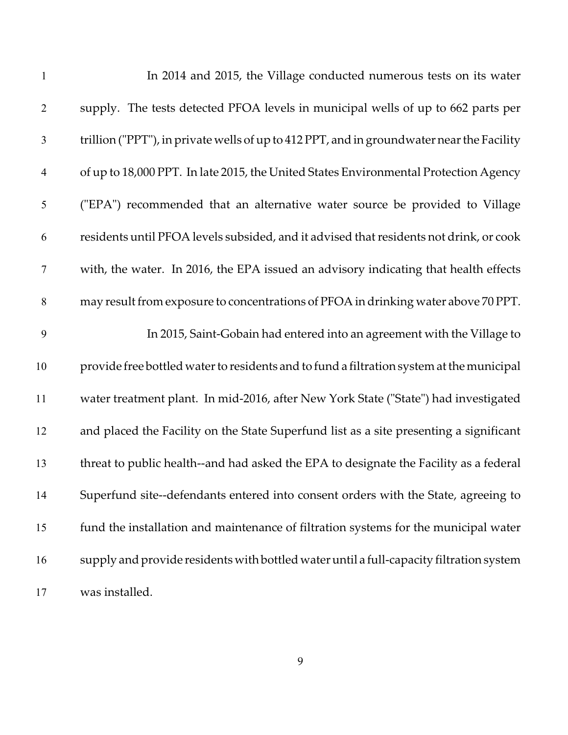In 2014 and 2015, the Village conducted numerous tests on its water supply. The tests detected PFOA levels in municipal wells of up to 662 parts per trillion ("PPT"), in private wells of up to 412 PPT, and in groundwater near the Facility of up to 18,000 PPT. In late 2015, the United States Environmental Protection Agency ("EPA") recommended that an alternative water source be provided to Village residents until PFOA levels subsided, and it advised that residents not drink, or cook with, the water. In 2016, the EPA issued an advisory indicating that health effects may result from exposure to concentrations of PFOA in drinking water above 70 PPT.

In 2015, Saint-Gobain had entered into an agreement with the Village to provide free bottled water to residents and to fund a filtration system at the municipal water treatment plant. In mid-2016, after New York State ("State") had investigated and placed the Facility on the State Superfund list as a site presenting a significant threat to public health--and had asked the EPA to designate the Facility as a federal Superfund site--defendants entered into consent orders with the State, agreeing to fund the installation and maintenance of filtration systems for the municipal water supply and provide residents with bottled water until a full-capacity filtration system was installed.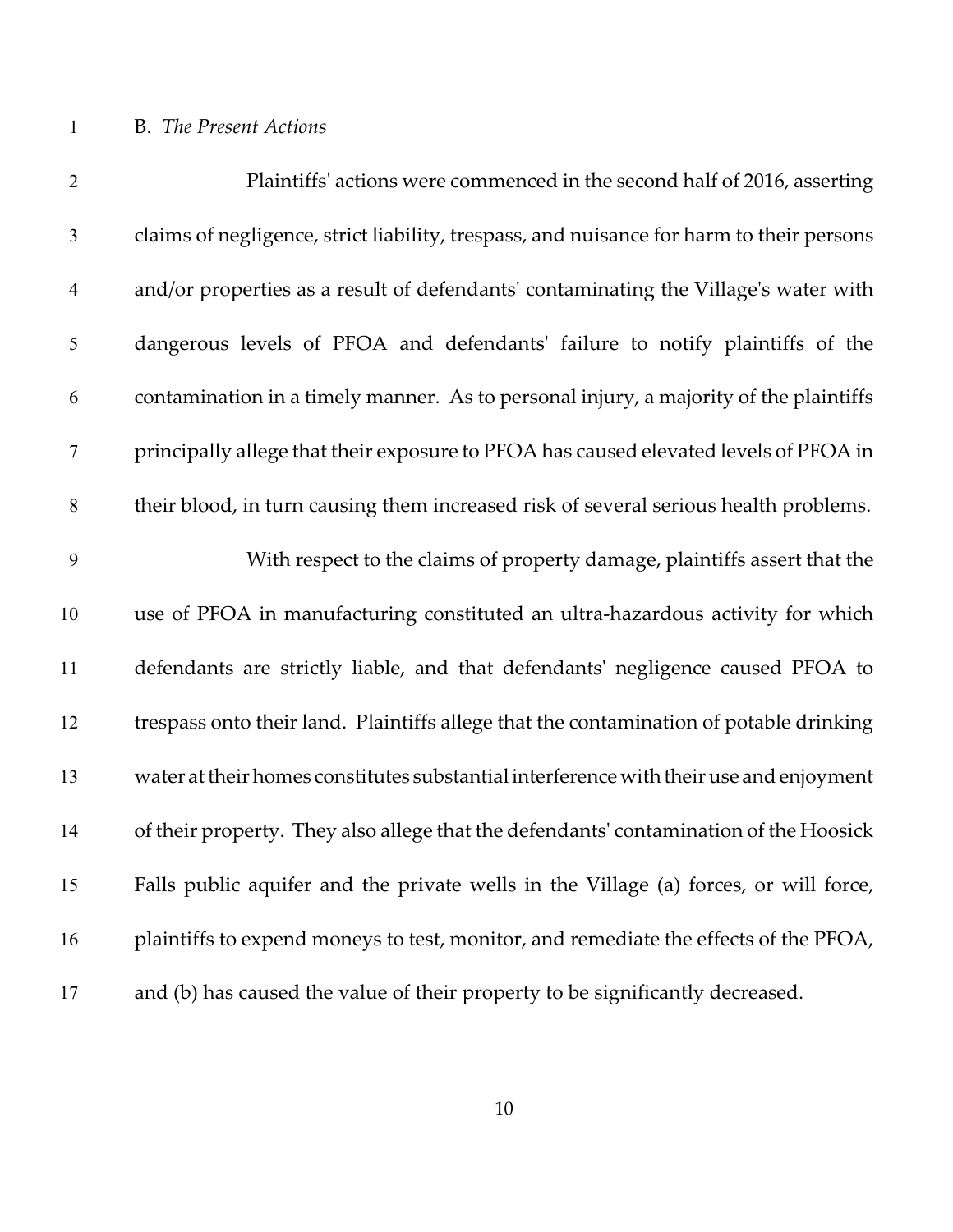B. *The Present Actions*

Plaintiffs' actions were commenced in the second half of 2016, asserting claims of negligence, strict liability, trespass, and nuisance for harm to their persons and/or properties as a result of defendants' contaminating the Village's water with dangerous levels of PFOA and defendants' failure to notify plaintiffs of the contamination in a timely manner. As to personal injury, a majority of the plaintiffs principally allege that their exposure to PFOA has caused elevated levels of PFOA in their blood, in turn causing them increased risk of several serious health problems.

With respect to the claims of property damage, plaintiffs assert that the use of PFOA in manufacturing constituted an ultra-hazardous activity for which defendants are strictly liable, and that defendants' negligence caused PFOA to trespass onto their land. Plaintiffs allege that the contamination of potable drinking water at their homes constitutes substantial interference with their use and enjoyment of their property. They also allege that the defendants' contamination of the Hoosick Falls public aquifer and the private wells in the Village (a) forces, or will force, plaintiffs to expend moneys to test, monitor, and remediate the effects of the PFOA, and (b) has caused the value of their property to be significantly decreased.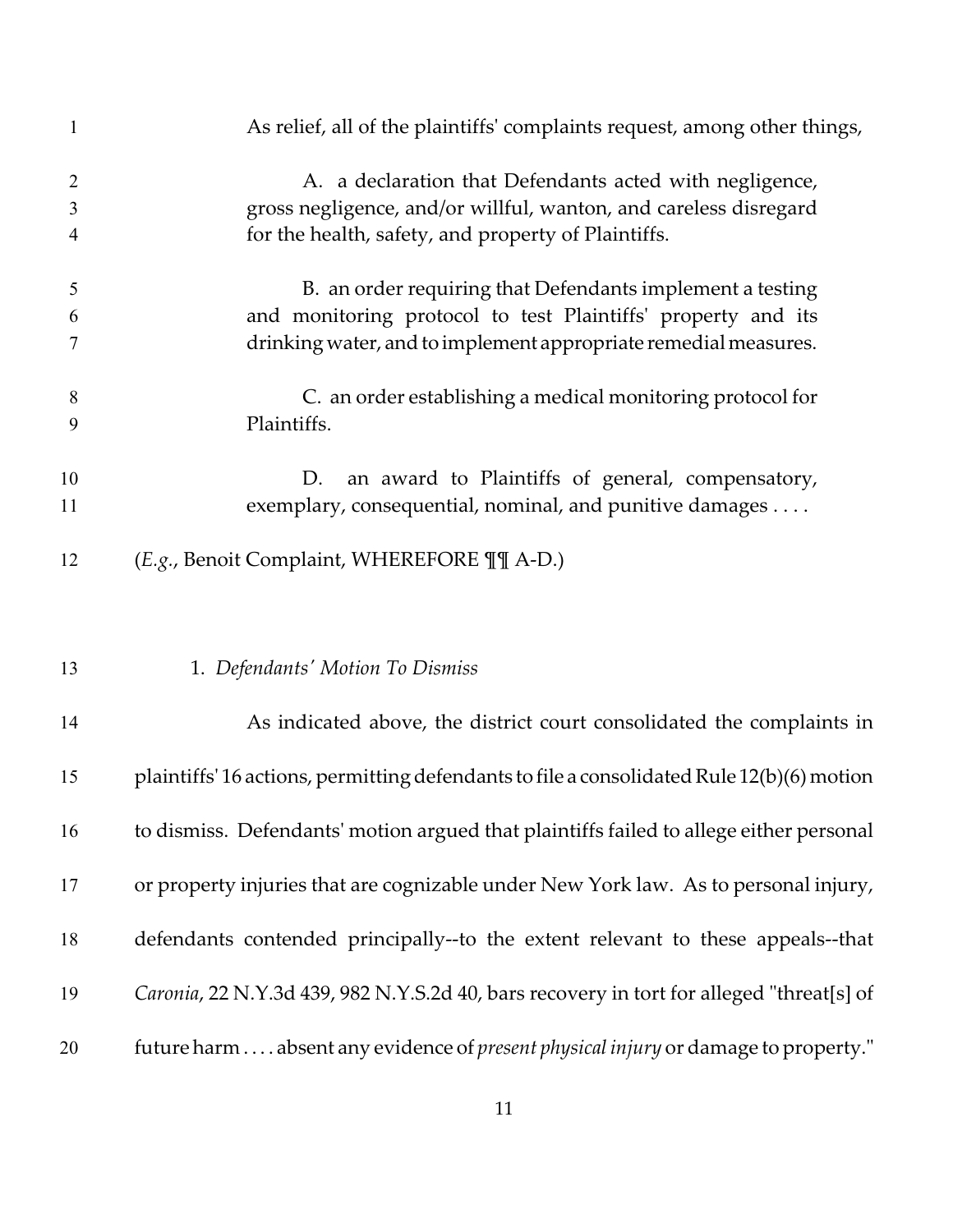As relief, all of the plaintiffs' complaints request, among other things,

> A. a declaration that Defendants acted with negligence, gross negligence, and/or willful, wanton, and careless disregard for the health, safety, and property of Plaintiffs.
>
> B. an order requiring that Defendants implement a testing and monitoring protocol to test Plaintiffs' property and its drinking water, and to implement appropriate remedial measures.
>
> C. an order establishing a medical monitoring protocol for Plaintiffs.
>
> D. an award to Plaintiffs of general, compensatory, exemplary, consequential, nominal, and punitive damages . . . .

(*E.g.*, Benoit Complaint, WHEREFORE ¶¶ A-D.)

1. *Defendants' Motion To Dismiss*

As indicated above, the district court consolidated the complaints in plaintiffs' 16 actions, permitting defendants to file a consolidated Rule 12(b)(6) motion to dismiss. Defendants' motion argued that plaintiffs failed to allege either personal or property injuries that are cognizable under New York law. As to personal injury, defendants contended principally--to the extent relevant to these appeals--that *Caronia*, 22 N.Y.3d 439, 982 N.Y.S.2d 40, bars recovery in tort for alleged "threat[s] of future harm . . . . absent any evidence of *present physical injury* or damage to property."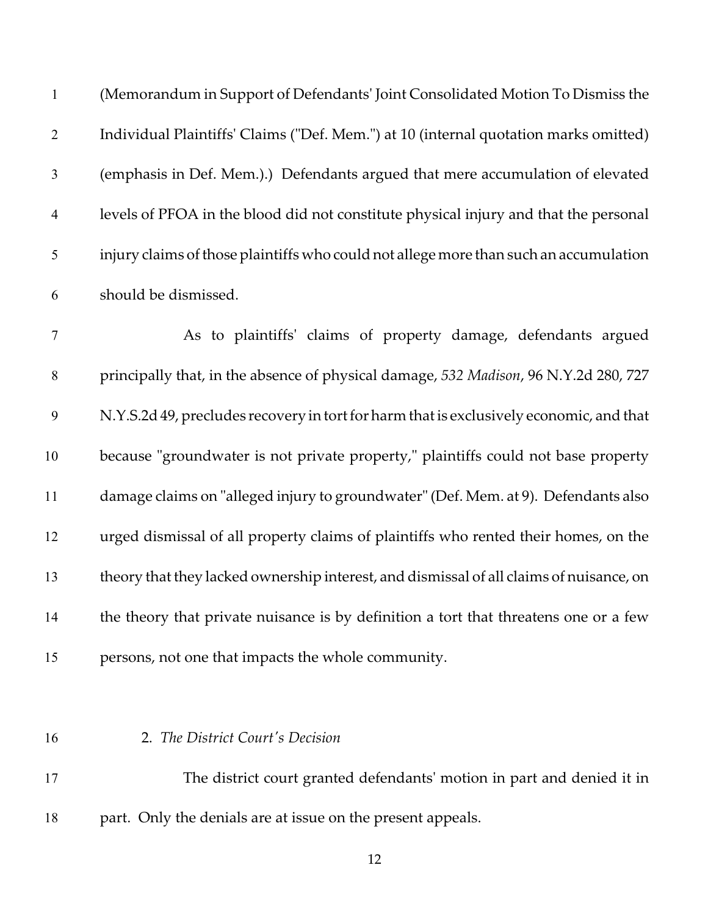(Memorandum in Support of Defendants' Joint Consolidated Motion To Dismiss the Individual Plaintiffs' Claims ("Def. Mem.") at 10 (internal quotation marks omitted) (emphasis in Def. Mem.).) Defendants argued that mere accumulation of elevated levels of PFOA in the blood did not constitute physical injury and that the personal injury claims of those plaintiffs who could not allege more than such an accumulation should be dismissed.

As to plaintiffs' claims of property damage, defendants argued principally that, in the absence of physical damage, *532 Madison*, 96 N.Y.2d 280, 727 N.Y.S.2d 49, precludes recovery in tort for harm that is exclusively economic, and that because "groundwater is not private property," plaintiffs could not base property damage claims on "alleged injury to groundwater" (Def. Mem. at 9). Defendants also urged dismissal of all property claims of plaintiffs who rented their homes, on the theory that they lacked ownership interest, and dismissal of all claims of nuisance, on the theory that private nuisance is by definition a tort that threatens one or a few persons, not one that impacts the whole community.

2. *The District Court's Decision*

The district court granted defendants' motion in part and denied it in part. Only the denials are at issue on the present appeals.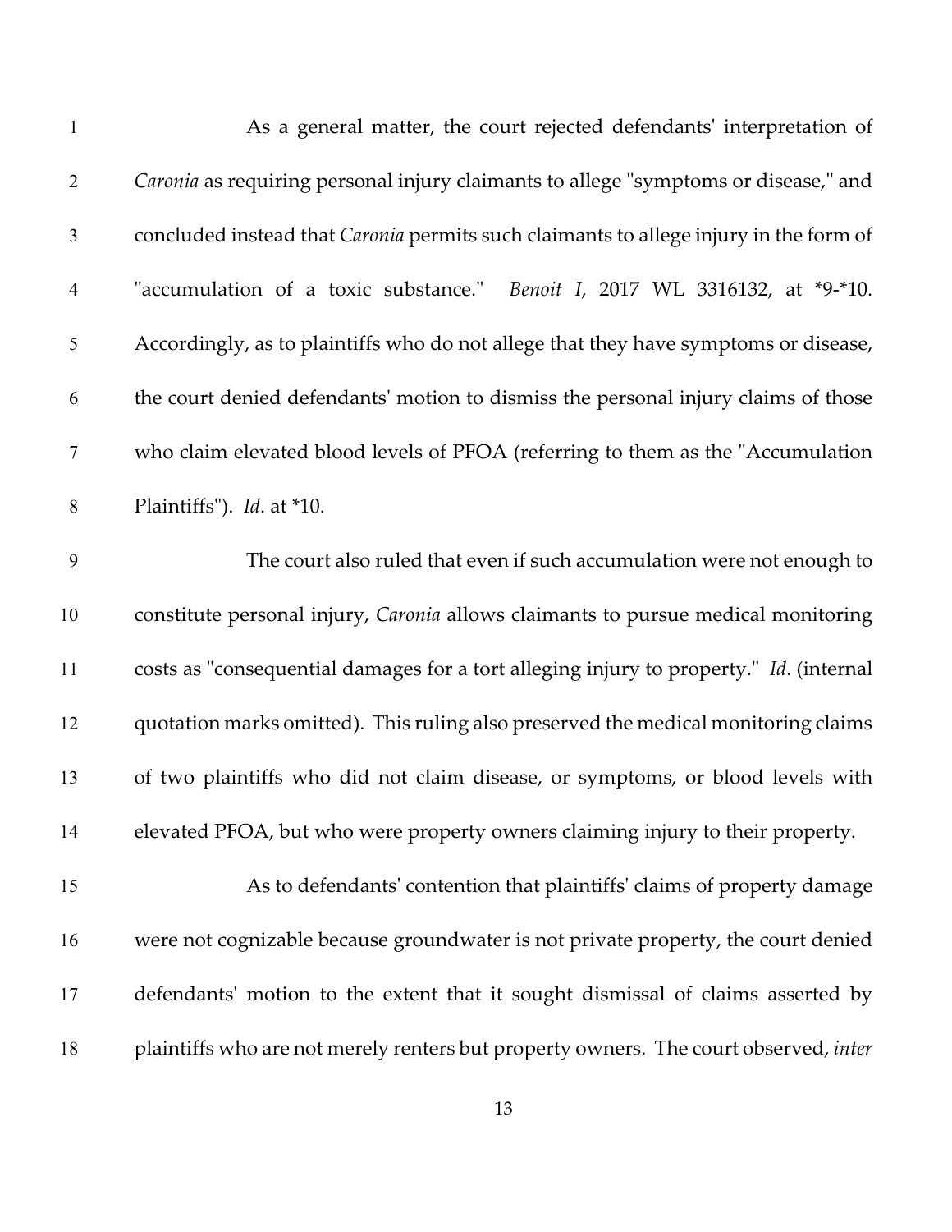As a general matter, the court rejected defendants' interpretation of *Caronia* as requiring personal injury claimants to allege "symptoms or disease," and concluded instead that *Caronia* permits such claimants to allege injury in the form of "accumulation of a toxic substance." *Benoit I*, 2017 WL 3316132, at *9-*10. Accordingly, as to plaintiffs who do not allege that they have symptoms or disease, the court denied defendants' motion to dismiss the personal injury claims of those who claim elevated blood levels of PFOA (referring to them as the "Accumulation Plaintiffs"). *Id*. at *10.

The court also ruled that even if such accumulation were not enough to constitute personal injury, *Caronia* allows claimants to pursue medical monitoring costs as "consequential damages for a tort alleging injury to property." *Id*. (internal quotation marks omitted). This ruling also preserved the medical monitoring claims of two plaintiffs who did not claim disease, or symptoms, or blood levels with elevated PFOA, but who were property owners claiming injury to their property.

As to defendants' contention that plaintiffs' claims of property damage were not cognizable because groundwater is not private property, the court denied defendants' motion to the extent that it sought dismissal of claims asserted by plaintiffs who are not merely renters but property owners. The court observed, *inter*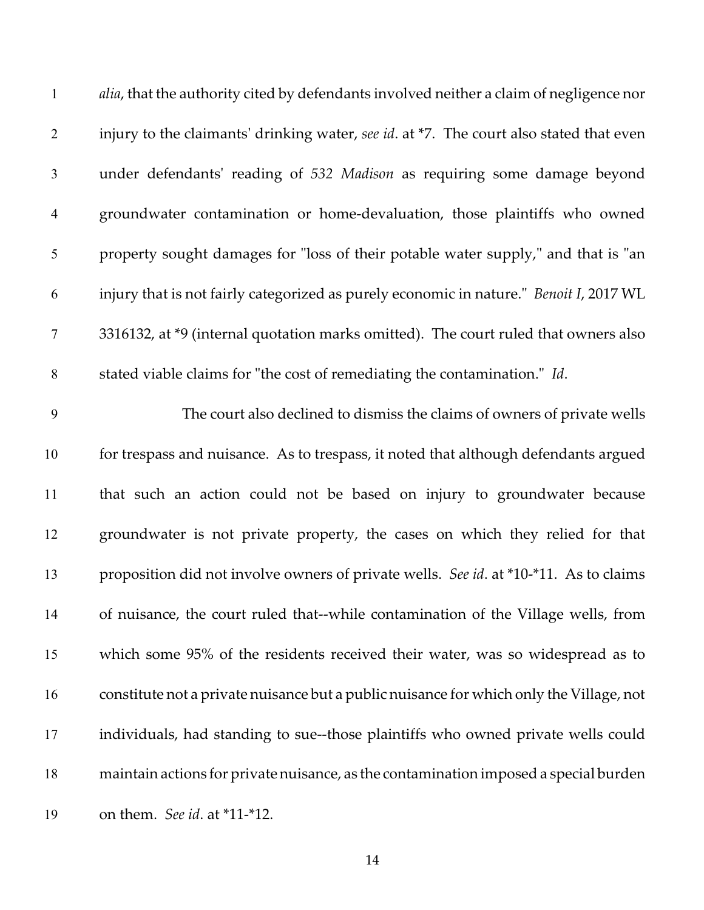*alia*, that the authority cited by defendants involved neither a claim of negligence nor injury to the claimants' drinking water, *see id*. at *7. The court also stated that even under defendants' reading of *532 Madison* as requiring some damage beyond groundwater contamination or home-devaluation, those plaintiffs who owned property sought damages for "loss of their potable water supply," and that is "an injury that is not fairly categorized as purely economic in nature." *Benoit I*, 2017 WL 3316132, at *9 (internal quotation marks omitted). The court ruled that owners also stated viable claims for "the cost of remediating the contamination." *Id*.

The court also declined to dismiss the claims of owners of private wells for trespass and nuisance. As to trespass, it noted that although defendants argued that such an action could not be based on injury to groundwater because groundwater is not private property, the cases on which they relied for that proposition did not involve owners of private wells. *See id*. at *10-*11. As to claims of nuisance, the court ruled that--while contamination of the Village wells, from which some 95% of the residents received their water, was so widespread as to constitute not a private nuisance but a public nuisance for which only the Village, not individuals, had standing to sue--those plaintiffs who owned private wells could maintain actions for private nuisance, as the contamination imposed a special burden on them. *See id*. at *11-*12.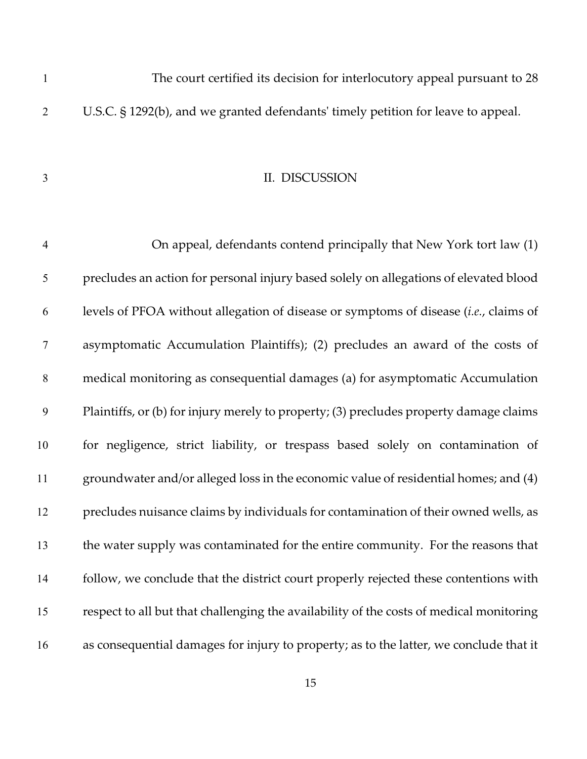The court certified its decision for interlocutory appeal pursuant to 28 U.S.C. § 1292(b), and we granted defendants' timely petition for leave to appeal.

## II. DISCUSSION

On appeal, defendants contend principally that New York tort law (1) precludes an action for personal injury based solely on allegations of elevated blood levels of PFOA without allegation of disease or symptoms of disease (*i.e.*, claims of asymptomatic Accumulation Plaintiffs); (2) precludes an award of the costs of medical monitoring as consequential damages (a) for asymptomatic Accumulation Plaintiffs, or (b) for injury merely to property; (3) precludes property damage claims for negligence, strict liability, or trespass based solely on contamination of groundwater and/or alleged loss in the economic value of residential homes; and (4) precludes nuisance claims by individuals for contamination of their owned wells, as the water supply was contaminated for the entire community. For the reasons that follow, we conclude that the district court properly rejected these contentions with respect to all but that challenging the availability of the costs of medical monitoring as consequential damages for injury to property; as to the latter, we conclude that it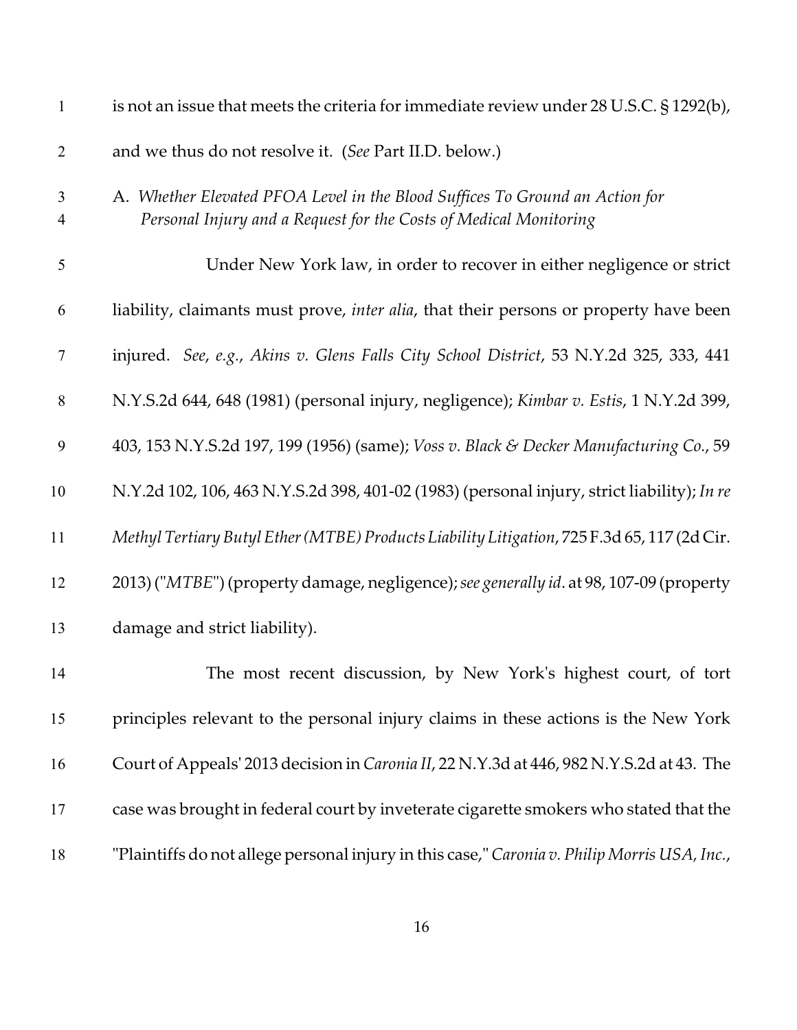is not an issue that meets the criteria for immediate review under 28 U.S.C. § 1292(b), and we thus do not resolve it. (*See* Part II.D. below.)

### A. *Whether Elevated PFOA Level in the Blood Suffices To Ground an Action for Personal Injury and a Request for the Costs of Medical Monitoring*

Under New York law, in order to recover in either negligence or strict liability, claimants must prove, *inter alia*, that their persons or property have been injured. *See, e.g.*, *Akins v. Glens Falls City School District*, 53 N.Y.2d 325, 333, 441 N.Y.S.2d 644, 648 (1981) (personal injury, negligence); *Kimbar v. Estis*, 1 N.Y.2d 399, 403, 153 N.Y.S.2d 197, 199 (1956) (same); *Voss v. Black & Decker Manufacturing Co.*, 59 N.Y.2d 102, 106, 463 N.Y.S.2d 398, 401-02 (1983) (personal injury, strict liability); *In re Methyl Tertiary Butyl Ether (MTBE) Products Liability Litigation*, 725 F.3d 65, 117 (2d Cir. 2013) ("*MTBE*") (property damage, negligence); *see generally id*. at 98, 107-09 (property damage and strict liability).

The most recent discussion, by New York's highest court, of tort principles relevant to the personal injury claims in these actions is the New York Court of Appeals' 2013 decision in *Caronia II*, 22 N.Y.3d at 446, 982 N.Y.S.2d at 43. The case was brought in federal court by inveterate cigarette smokers who stated that the "Plaintiffs do not allege personal injury in this case," *Caronia v. Philip Morris USA, Inc.*,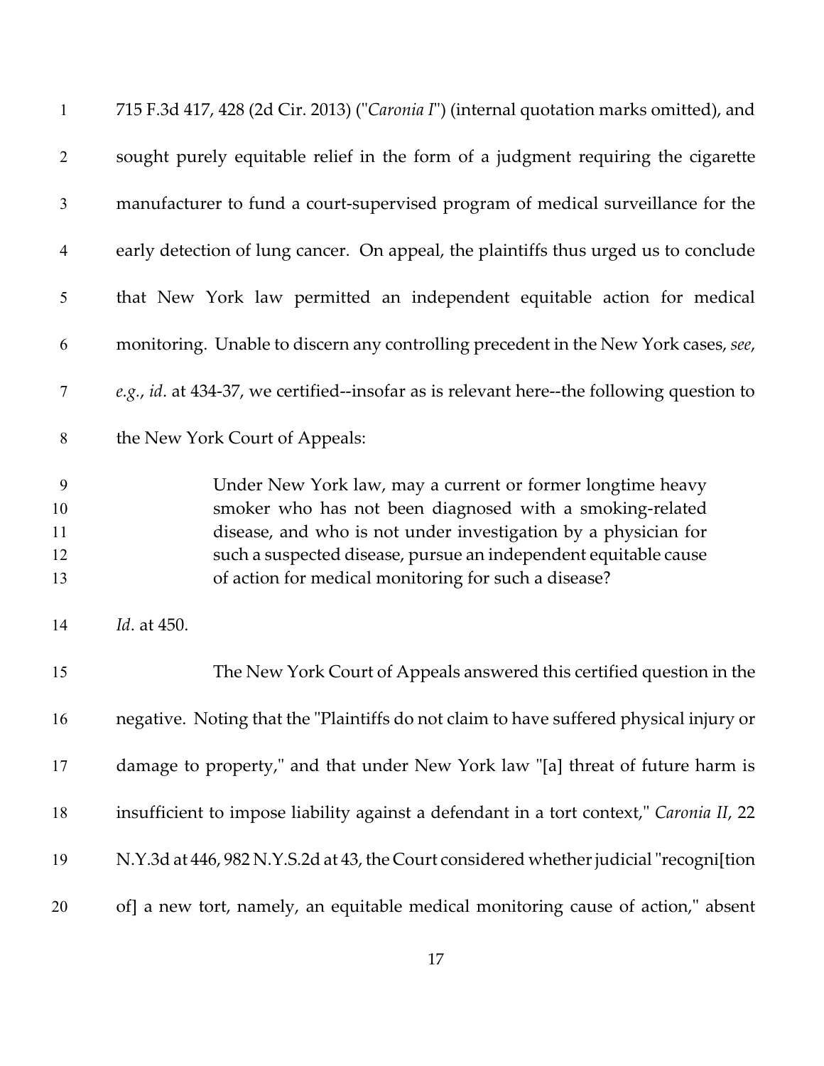715 F.3d 417, 428 (2d Cir. 2013) ("*Caronia I*") (internal quotation marks omitted), and sought purely equitable relief in the form of a judgment requiring the cigarette manufacturer to fund a court-supervised program of medical surveillance for the early detection of lung cancer. On appeal, the plaintiffs thus urged us to conclude that New York law permitted an independent equitable action for medical monitoring. Unable to discern any controlling precedent in the New York cases, *see, e.g.*, *id*. at 434-37, we certified--insofar as is relevant here--the following question to the New York Court of Appeals:

> Under New York law, may a current or former longtime heavy smoker who has not been diagnosed with a smoking-related disease, and who is not under investigation by a physician for such a suspected disease, pursue an independent equitable cause of action for medical monitoring for such a disease?

*Id*. at 450.

The New York Court of Appeals answered this certified question in the negative. Noting that the "Plaintiffs do not claim to have suffered physical injury or damage to property," and that under New York law "[a] threat of future harm is insufficient to impose liability against a defendant in a tort context," *Caronia II*, 22 N.Y.3d at 446, 982 N.Y.S.2d at 43, the Court considered whether judicial "recogni[tion of] a new tort, namely, an equitable medical monitoring cause of action," absent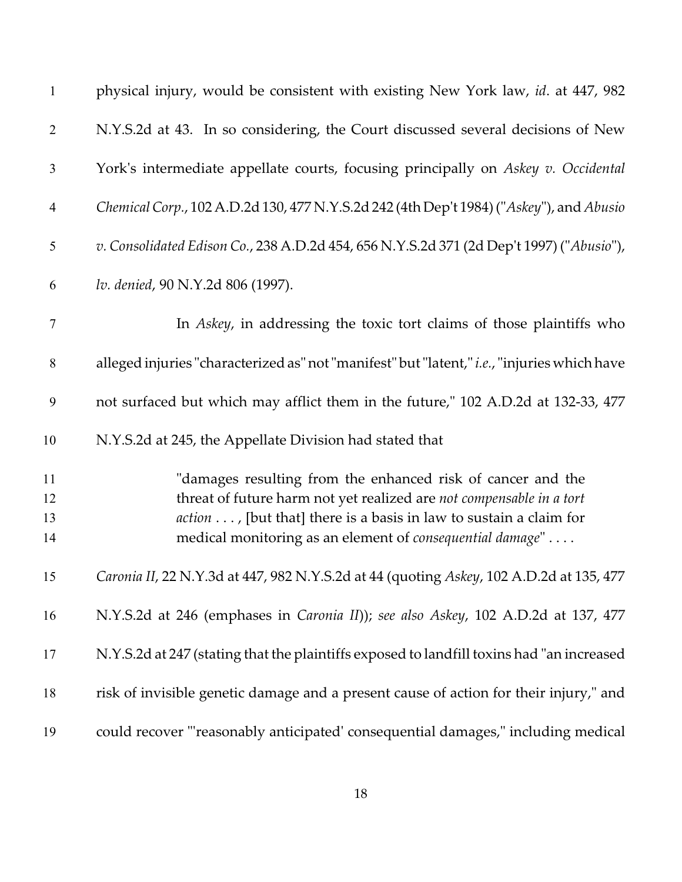physical injury, would be consistent with existing New York law, *id*. at 447, 982 N.Y.S.2d at 43. In so considering, the Court discussed several decisions of New York's intermediate appellate courts, focusing principally on *Askey v. Occidental Chemical Corp.*, 102 A.D.2d 130, 477 N.Y.S.2d 242 (4th Dep't 1984) ("*Askey*"), and *Abusio v. Consolidated Edison Co.*, 238 A.D.2d 454, 656 N.Y.S.2d 371 (2d Dep't 1997) ("*Abusio*"), *lv. denied*, 90 N.Y.2d 806 (1997).

In *Askey*, in addressing the toxic tort claims of those plaintiffs who alleged injuries "characterized as" not "manifest" but "latent," *i.e.*, "injuries which have not surfaced but which may afflict them in the future," 102 A.D.2d at 132-33, 477 N.Y.S.2d at 245, the Appellate Division had stated that

> "damages resulting from the enhanced risk of cancer and the threat of future harm not yet realized are *not compensable in a tort action* . . . , [but that] there is a basis in law to sustain a claim for medical monitoring as an element of *consequential damage*" . . . .

*Caronia II*, 22 N.Y.3d at 447, 982 N.Y.S.2d at 44 (quoting *Askey*, 102 A.D.2d at 135, 477 N.Y.S.2d at 246 (emphases in *Caronia II*)); *see also Askey*, 102 A.D.2d at 137, 477 N.Y.S.2d at 247 (stating that the plaintiffs exposed to landfill toxins had "an increased risk of invisible genetic damage and a present cause of action for their injury," and could recover "'reasonably anticipated' consequential damages," including medical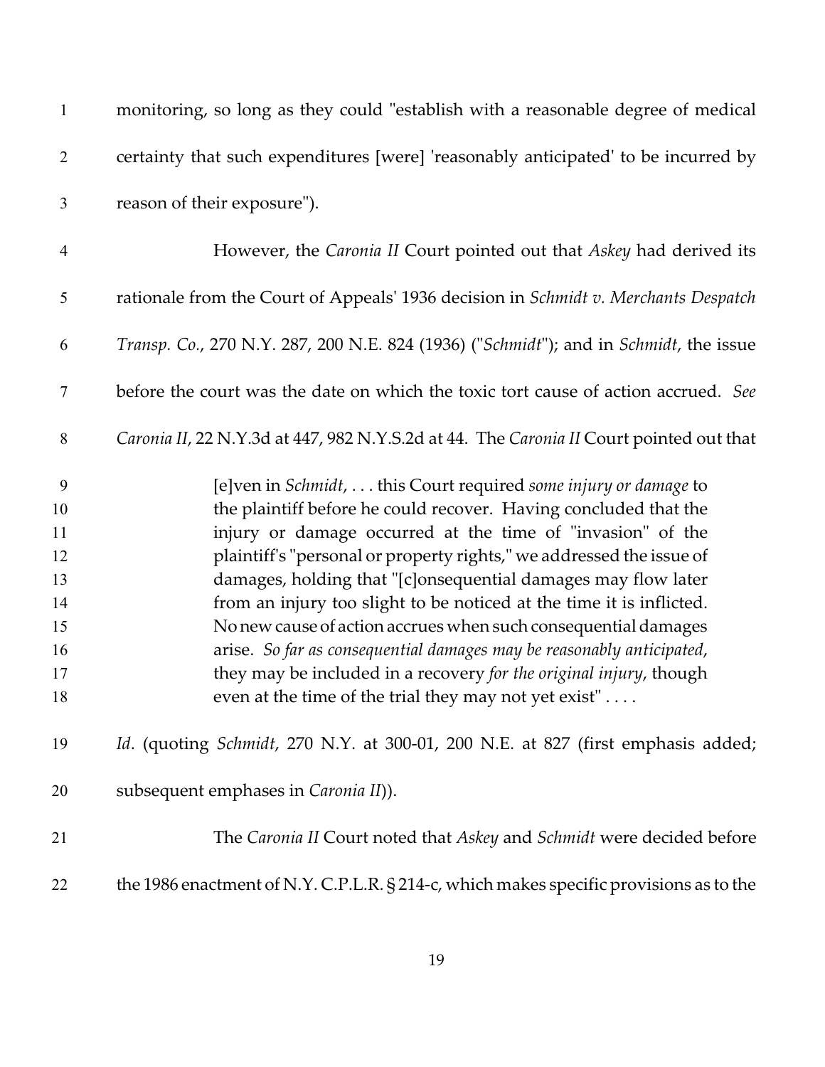monitoring, so long as they could "establish with a reasonable degree of medical certainty that such expenditures [were] 'reasonably anticipated' to be incurred by reason of their exposure").

However, the *Caronia II* Court pointed out that *Askey* had derived its rationale from the Court of Appeals' 1936 decision in *Schmidt v. Merchants Despatch Transp. Co.*, 270 N.Y. 287, 200 N.E. 824 (1936) ("*Schmidt*"); and in *Schmidt*, the issue before the court was the date on which the toxic tort cause of action accrued. *See Caronia II*, 22 N.Y.3d at 447, 982 N.Y.S.2d at 44. The *Caronia II* Court pointed out that

> [e]ven in *Schmidt*, . . . this Court required *some injury or damage* to the plaintiff before he could recover. Having concluded that the injury or damage occurred at the time of "invasion" of the plaintiff's "personal or property rights," we addressed the issue of damages, holding that "[c]onsequential damages may flow later from an injury too slight to be noticed at the time it is inflicted. No new cause of action accrues when such consequential damages arise. *So far as consequential damages may be reasonably anticipated*, they may be included in a recovery *for the original injury*, though even at the time of the trial they may not yet exist" . . . .

*Id*. (quoting *Schmidt*, 270 N.Y. at 300-01, 200 N.E. at 827 (first emphasis added; subsequent emphases in *Caronia II*)).

The *Caronia II* Court noted that *Askey* and *Schmidt* were decided before the 1986 enactment of N.Y. C.P.L.R. § 214-c, which makes specific provisions as to the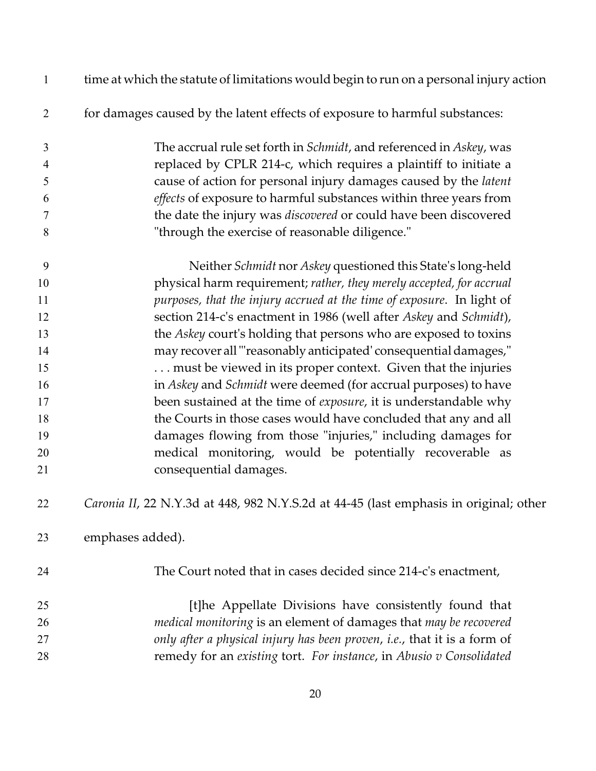time at which the statute of limitations would begin to run on a personal injury action for damages caused by the latent effects of exposure to harmful substances:

> The accrual rule set forth in *Schmidt*, and referenced in *Askey*, was replaced by CPLR 214-c, which requires a plaintiff to initiate a cause of action for personal injury damages caused by the *latent effects* of exposure to harmful substances within three years from the date the injury was *discovered* or could have been discovered "through the exercise of reasonable diligence."
>
> Neither *Schmidt* nor *Askey* questioned this State's long-held physical harm requirement; *rather, they merely accepted, for accrual purposes, that the injury accrued at the time of exposure*. In light of section 214-c's enactment in 1986 (well after *Askey* and *Schmidt*), the *Askey* court's holding that persons who are exposed to toxins may recover all "'reasonably anticipated' consequential damages," . . . must be viewed in its proper context. Given that the injuries in *Askey* and *Schmidt* were deemed (for accrual purposes) to have been sustained at the time of *exposure*, it is understandable why the Courts in those cases would have concluded that any and all damages flowing from those "injuries," including damages for medical monitoring, would be potentially recoverable as consequential damages.

*Caronia II*, 22 N.Y.3d at 448, 982 N.Y.S.2d at 44-45 (last emphasis in original; other emphases added).

The Court noted that in cases decided since 214-c's enactment,

> [t]he Appellate Divisions have consistently found that *medical monitoring* is an element of damages that *may be recovered only after a physical injury has been proven*, *i.e.*, that it is a form of remedy for an *existing* tort. *For instance*, in *Abusio v Consolidated*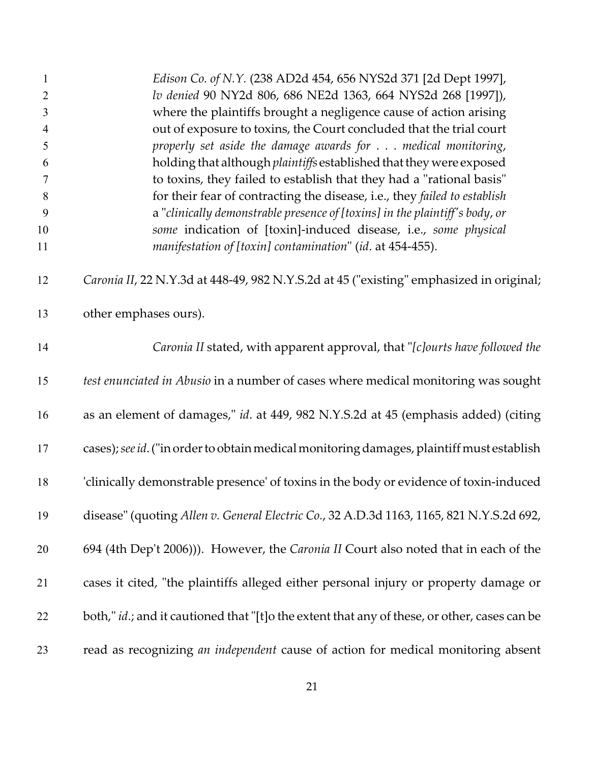> *Edison Co. of N.Y.* (238 AD2d 454, 656 NYS2d 371 [2d Dept 1997], *lv denied* 90 NY2d 806, 686 NE2d 1363, 664 NYS2d 268 [1997]), where the plaintiffs brought a negligence cause of action arising out of exposure to toxins, the Court concluded that the trial court *properly set aside the damage awards for . . . medical monitoring*, holding that although *plaintiffs* established that they were exposed to toxins, they failed to establish that they had a "rational basis" for their fear of contracting the disease, i.e., they *failed to establish* a "*clinically demonstrable presence of [toxins] in the plaintiff's body*, *or some* indication of [toxin]-induced disease, i.e., *some physical manifestation of [toxin] contamination*" (*id*. at 454-455).

*Caronia II*, 22 N.Y.3d at 448-49, 982 N.Y.S.2d at 45 ("existing" emphasized in original; other emphases ours).

*Caronia II* stated, with apparent approval, that "*[c]ourts have followed the test enunciated in Abusio* in a number of cases where medical monitoring was sought as an element of damages," *id*. at 449, 982 N.Y.S.2d at 45 (emphasis added) (citing cases); *see id*. ("in order to obtain medical monitoring damages, plaintiff must establish 'clinically demonstrable presence' of toxins in the body or evidence of toxin-induced disease" (quoting *Allen v. General Electric Co.*, 32 A.D.3d 1163, 1165, 821 N.Y.S.2d 692, 694 (4th Dep't 2006))). However, the *Caronia II* Court also noted that in each of the cases it cited, "the plaintiffs alleged either personal injury or property damage or both," *id*.; and it cautioned that "[t]o the extent that any of these, or other, cases can be read as recognizing *an independent* cause of action for medical monitoring absent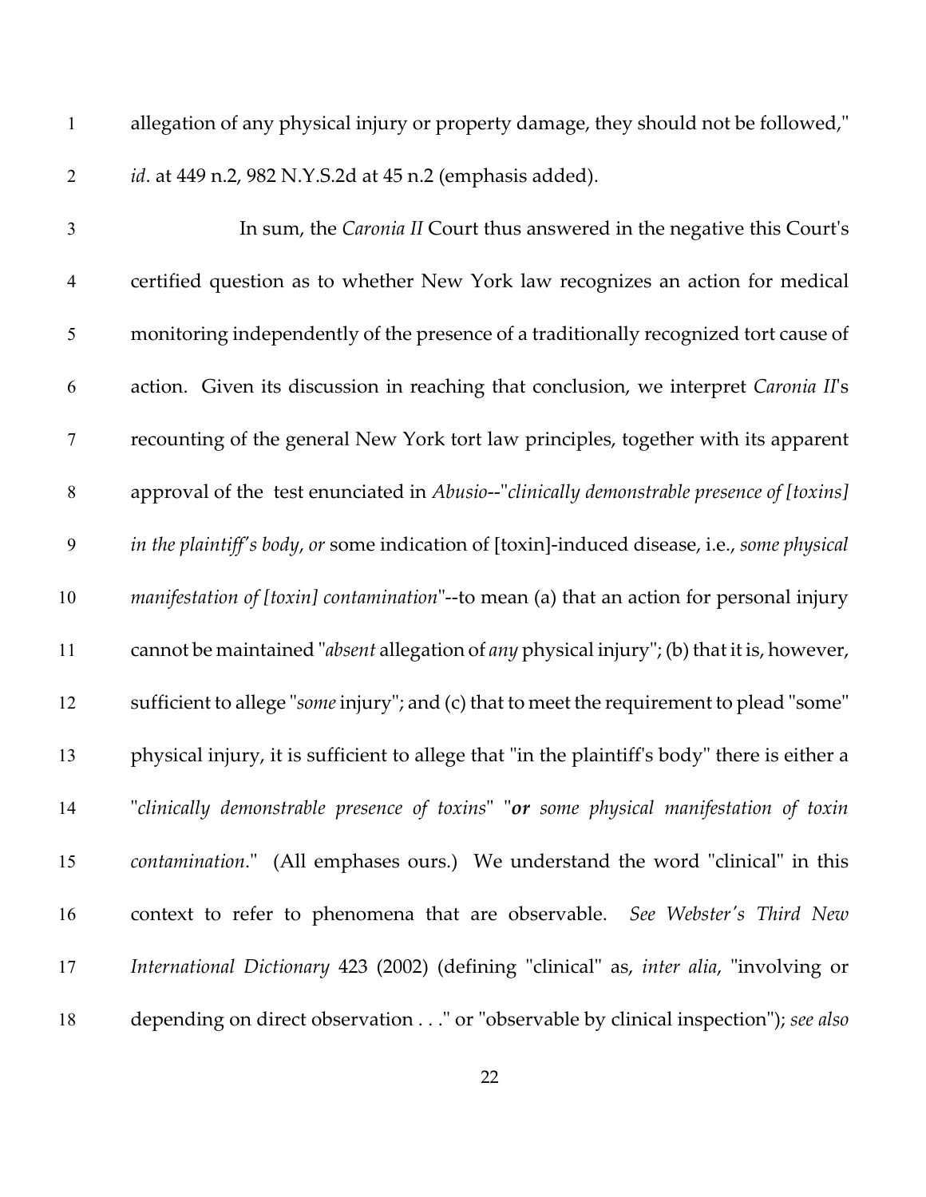allegation of any physical injury or property damage, they should not be followed," *id*. at 449 n.2, 982 N.Y.S.2d at 45 n.2 (emphasis added).

In sum, the *Caronia II* Court thus answered in the negative this Court's certified question as to whether New York law recognizes an action for medical monitoring independently of the presence of a traditionally recognized tort cause of action. Given its discussion in reaching that conclusion, we interpret *Caronia II*'s recounting of the general New York tort law principles, together with its apparent approval of the test enunciated in *Abusio*--"*clinically demonstrable presence of [toxins] in the plaintiff's body*, *or* some indication of [toxin]-induced disease, i.e., *some physical manifestation of [toxin] contamination*"--to mean (a) that an action for personal injury cannot be maintained "*absent* allegation of *any* physical injury"; (b) that it is, however, sufficient to allege "*some* injury"; and (c) that to meet the requirement to plead "some" physical injury, it is sufficient to allege that "in the plaintiff's body" there is either a "*clinically demonstrable presence of toxins*" "***or*** *some physical manifestation of toxin contamination*." (All emphases ours.) We understand the word "clinical" in this context to refer to phenomena that are observable. *See Webster's Third New International Dictionary* 423 (2002) (defining "clinical" as, *inter alia*, "involving or depending on direct observation . . ." or "observable by clinical inspection"); *see also*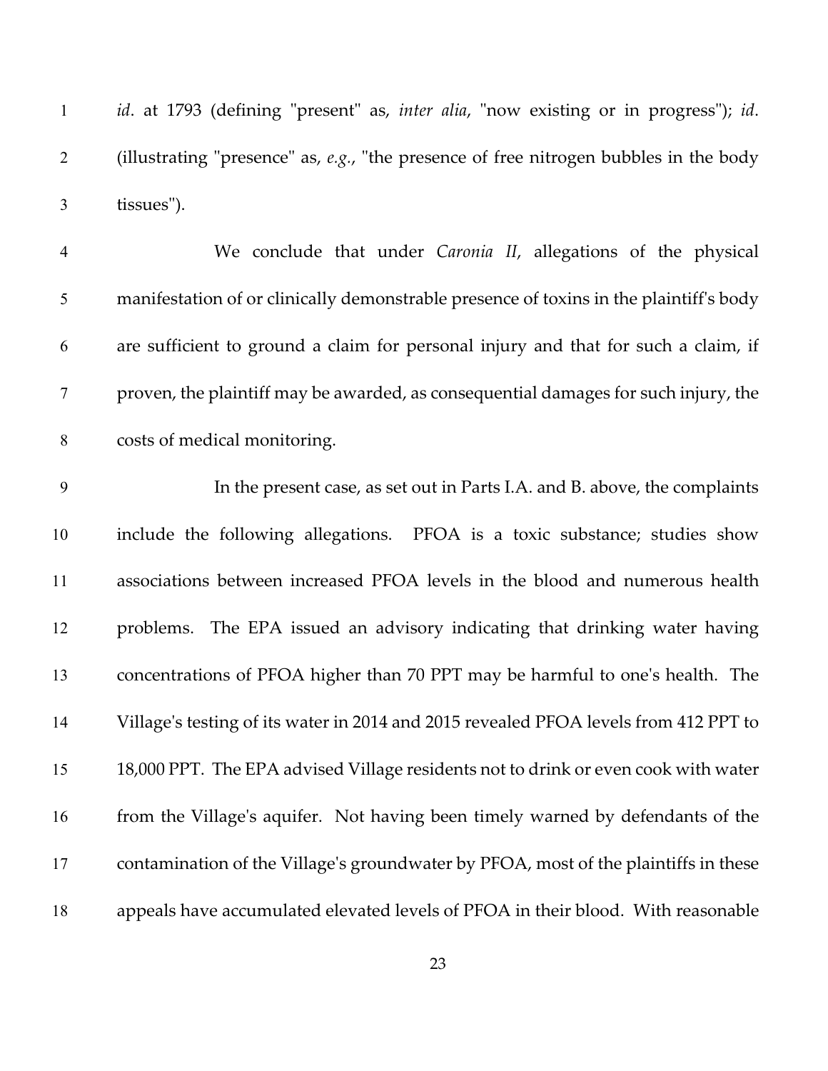*id*. at 1793 (defining "present" as, *inter alia*, "now existing or in progress"); *id*. (illustrating "presence" as, *e.g.*, "the presence of free nitrogen bubbles in the body tissues").

We conclude that under *Caronia II*, allegations of the physical manifestation of or clinically demonstrable presence of toxins in the plaintiff's body are sufficient to ground a claim for personal injury and that for such a claim, if proven, the plaintiff may be awarded, as consequential damages for such injury, the costs of medical monitoring.

In the present case, as set out in Parts I.A. and B. above, the complaints include the following allegations. PFOA is a toxic substance; studies show associations between increased PFOA levels in the blood and numerous health problems. The EPA issued an advisory indicating that drinking water having concentrations of PFOA higher than 70 PPT may be harmful to one's health. The Village's testing of its water in 2014 and 2015 revealed PFOA levels from 412 PPT to 18,000 PPT. The EPA advised Village residents not to drink or even cook with water from the Village's aquifer. Not having been timely warned by defendants of the contamination of the Village's groundwater by PFOA, most of the plaintiffs in these appeals have accumulated elevated levels of PFOA in their blood. With reasonable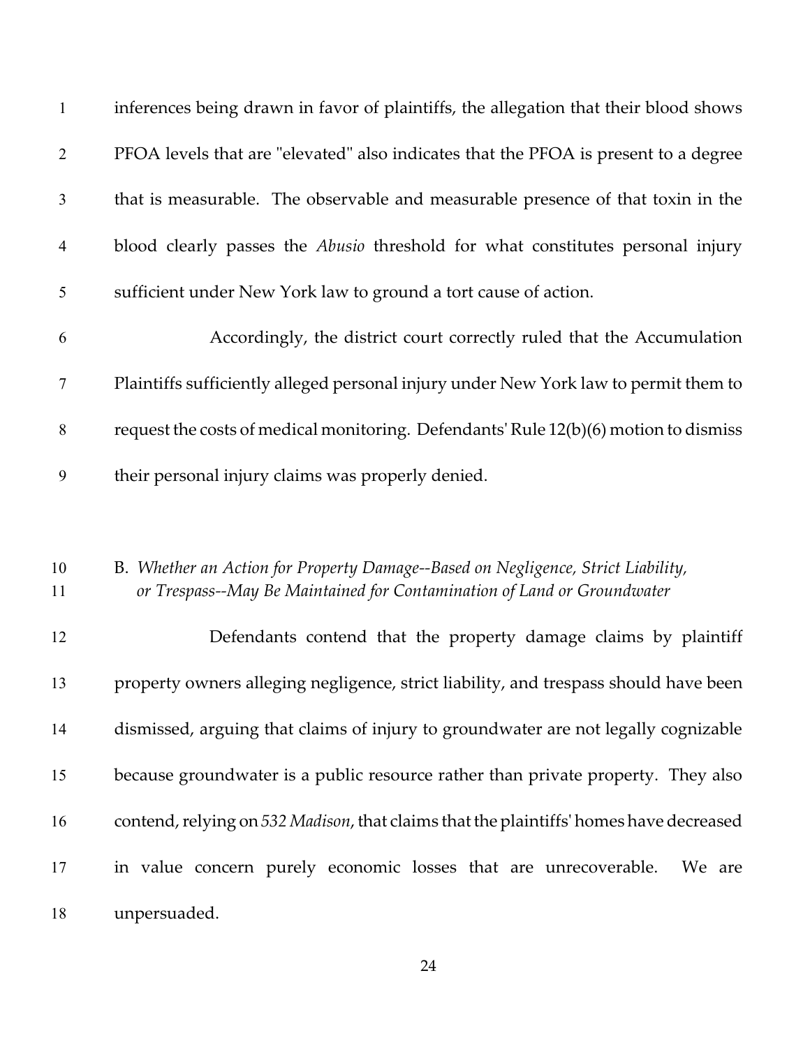inferences being drawn in favor of plaintiffs, the allegation that their blood shows PFOA levels that are "elevated" also indicates that the PFOA is present to a degree that is measurable. The observable and measurable presence of that toxin in the blood clearly passes the *Abusio* threshold for what constitutes personal injury sufficient under New York law to ground a tort cause of action.

Accordingly, the district court correctly ruled that the Accumulation Plaintiffs sufficiently alleged personal injury under New York law to permit them to request the costs of medical monitoring. Defendants' Rule 12(b)(6) motion to dismiss their personal injury claims was properly denied.

B. *Whether an Action for Property Damage--Based on Negligence, Strict Liability, or Trespass--May Be Maintained for Contamination of Land or Groundwater*

Defendants contend that the property damage claims by plaintiff property owners alleging negligence, strict liability, and trespass should have been dismissed, arguing that claims of injury to groundwater are not legally cognizable because groundwater is a public resource rather than private property. They also contend, relying on *532 Madison*, that claims that the plaintiffs' homes have decreased in value concern purely economic losses that are unrecoverable. We are unpersuaded.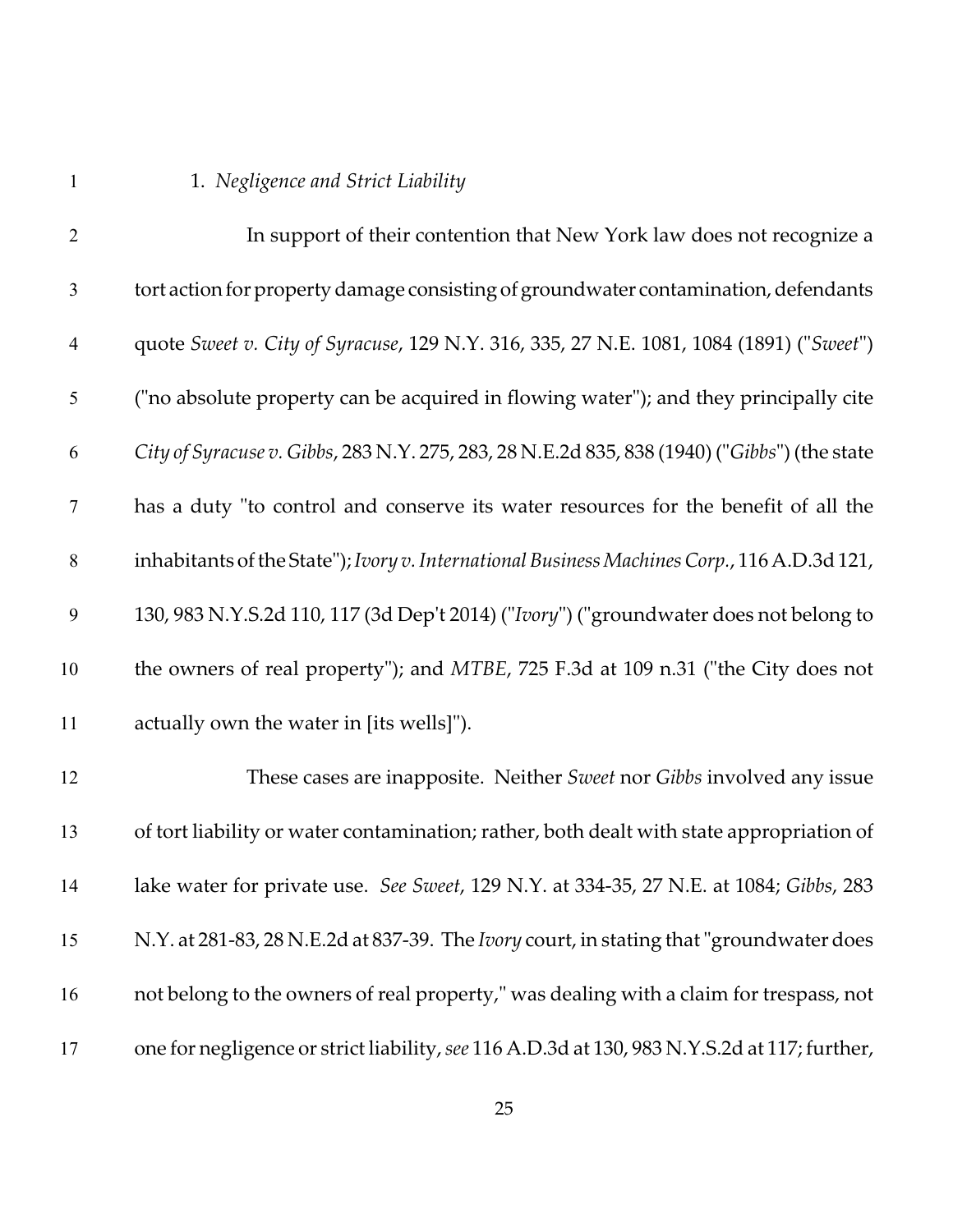1. *Negligence and Strict Liability*

In support of their contention that New York law does not recognize a tort action for property damage consisting of groundwater contamination, defendants quote *Sweet v. City of Syracuse*, 129 N.Y. 316, 335, 27 N.E. 1081, 1084 (1891) ("*Sweet*") ("no absolute property can be acquired in flowing water"); and they principally cite *City of Syracuse v. Gibbs*, 283 N.Y. 275, 283, 28 N.E.2d 835, 838 (1940) ("*Gibbs*") (the state has a duty "to control and conserve its water resources for the benefit of all the inhabitants of the State"); *Ivory v. International Business Machines Corp.*, 116 A.D.3d 121, 130, 983 N.Y.S.2d 110, 117 (3d Dep't 2014) ("*Ivory*") ("groundwater does not belong to the owners of real property"); and *MTBE*, 725 F.3d at 109 n.31 ("the City does not actually own the water in [its wells]").

These cases are inapposite. Neither *Sweet* nor *Gibbs* involved any issue of tort liability or water contamination; rather, both dealt with state appropriation of lake water for private use. *See Sweet*, 129 N.Y. at 334-35, 27 N.E. at 1084; *Gibbs*, 283 N.Y. at 281-83, 28 N.E.2d at 837-39. The *Ivory* court, in stating that "groundwater does not belong to the owners of real property," was dealing with a claim for trespass, not one for negligence or strict liability, *see* 116 A.D.3d at 130, 983 N.Y.S.2d at 117; further,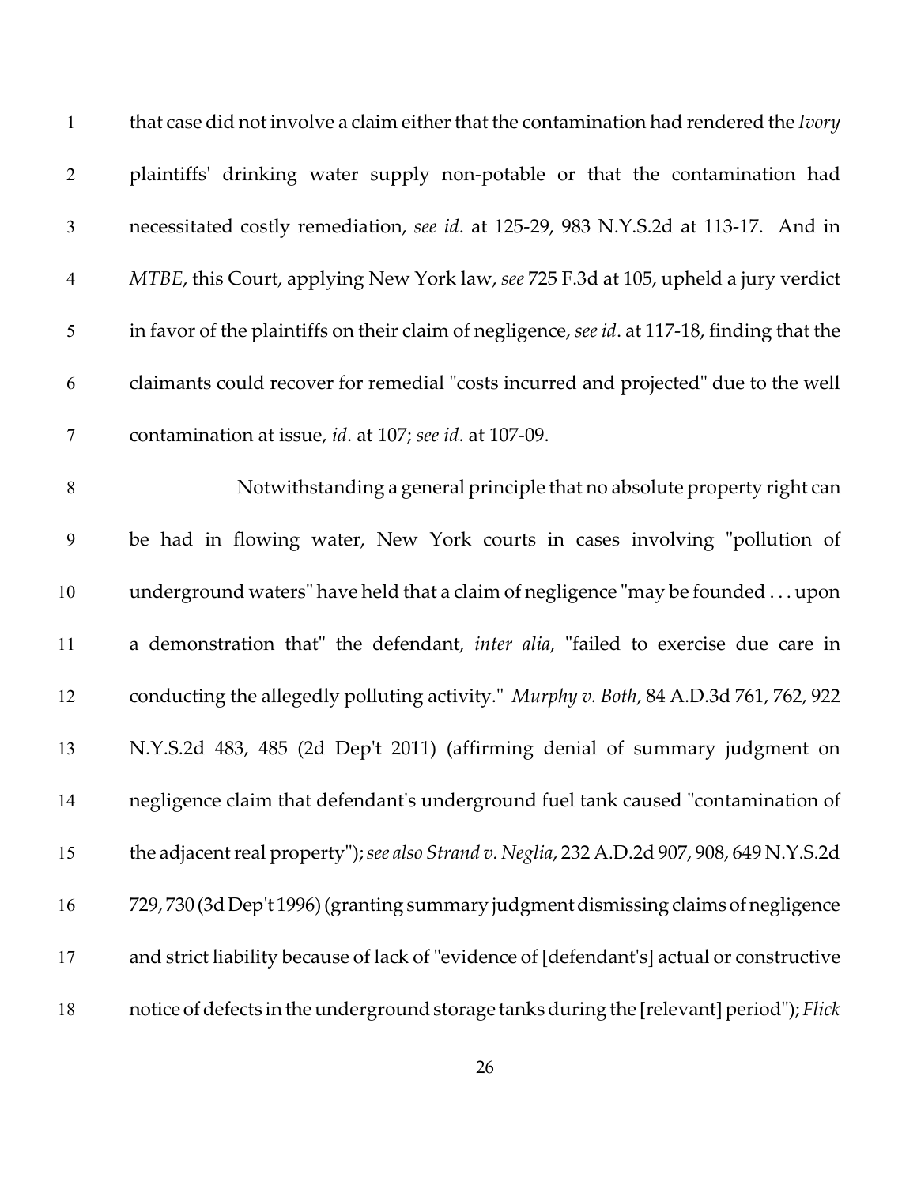that case did not involve a claim either that the contamination had rendered the *Ivory* plaintiffs' drinking water supply non-potable or that the contamination had necessitated costly remediation, *see id*. at 125-29, 983 N.Y.S.2d at 113-17. And in *MTBE*, this Court, applying New York law, *see* 725 F.3d at 105, upheld a jury verdict in favor of the plaintiffs on their claim of negligence, *see id*. at 117-18, finding that the claimants could recover for remedial "costs incurred and projected" due to the well contamination at issue, *id*. at 107; *see id*. at 107-09.

Notwithstanding a general principle that no absolute property right can be had in flowing water, New York courts in cases involving "pollution of underground waters" have held that a claim of negligence "may be founded . . . upon a demonstration that" the defendant, *inter alia*, "failed to exercise due care in conducting the allegedly polluting activity." *Murphy v. Both*, 84 A.D.3d 761, 762, 922 N.Y.S.2d 483, 485 (2d Dep't 2011) (affirming denial of summary judgment on negligence claim that defendant's underground fuel tank caused "contamination of the adjacent real property"); *see also Strand v. Neglia*, 232 A.D.2d 907, 908, 649 N.Y.S.2d 729, 730 (3d Dep't 1996) (granting summary judgment dismissing claims of negligence and strict liability because of lack of "evidence of [defendant's] actual or constructive notice of defects in the underground storage tanks during the [relevant] period"); *Flick*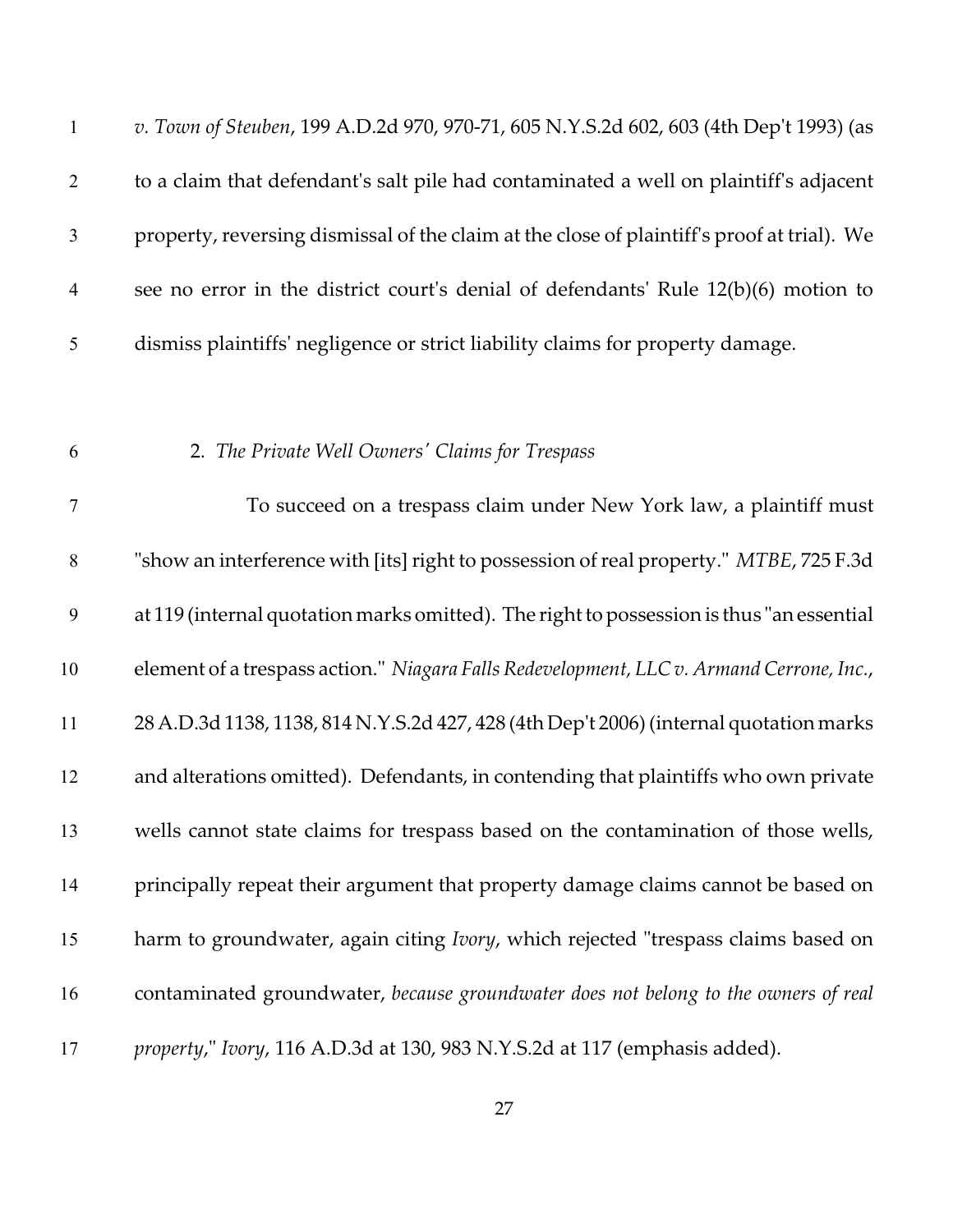*v. Town of Steuben*, 199 A.D.2d 970, 970-71, 605 N.Y.S.2d 602, 603 (4th Dep't 1993) (as to a claim that defendant's salt pile had contaminated a well on plaintiff's adjacent property, reversing dismissal of the claim at the close of plaintiff's proof at trial). We see no error in the district court's denial of defendants' Rule 12(b)(6) motion to dismiss plaintiffs' negligence or strict liability claims for property damage.

2. *The Private Well Owners' Claims for Trespass*

To succeed on a trespass claim under New York law, a plaintiff must "show an interference with [its] right to possession of real property." *MTBE*, 725 F.3d at 119 (internal quotation marks omitted). The right to possession is thus "an essential element of a trespass action." *Niagara Falls Redevelopment, LLC v. Armand Cerrone, Inc.*, 28 A.D.3d 1138, 1138, 814 N.Y.S.2d 427, 428 (4th Dep't 2006) (internal quotation marks and alterations omitted). Defendants, in contending that plaintiffs who own private wells cannot state claims for trespass based on the contamination of those wells, principally repeat their argument that property damage claims cannot be based on harm to groundwater, again citing *Ivory*, which rejected "trespass claims based on contaminated groundwater, *because groundwater does not belong to the owners of real property*," *Ivory*, 116 A.D.3d at 130, 983 N.Y.S.2d at 117 (emphasis added).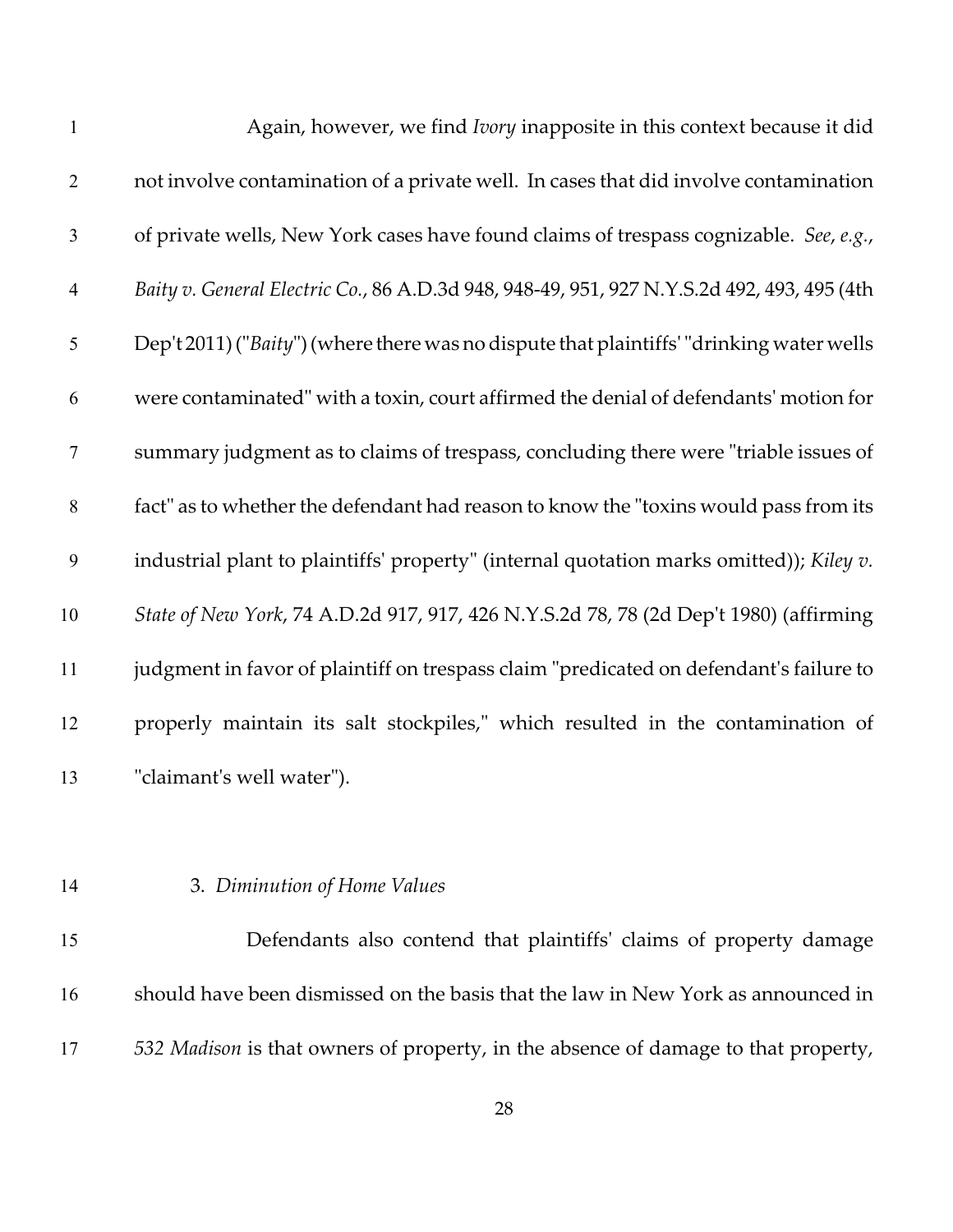Again, however, we find *Ivory* inapposite in this context because it did not involve contamination of a private well. In cases that did involve contamination of private wells, New York cases have found claims of trespass cognizable. *See*, *e.g.*, *Baity v. General Electric Co.*, 86 A.D.3d 948, 948-49, 951, 927 N.Y.S.2d 492, 493, 495 (4th Dep't 2011) ("*Baity*") (where there was no dispute that plaintiffs' "drinking water wells were contaminated" with a toxin, court affirmed the denial of defendants' motion for summary judgment as to claims of trespass, concluding there were "triable issues of fact" as to whether the defendant had reason to know the "toxins would pass from its industrial plant to plaintiffs' property" (internal quotation marks omitted)); *Kiley v. State of New York*, 74 A.D.2d 917, 917, 426 N.Y.S.2d 78, 78 (2d Dep't 1980) (affirming judgment in favor of plaintiff on trespass claim "predicated on defendant's failure to properly maintain its salt stockpiles," which resulted in the contamination of "claimant's well water").

3. *Diminution of Home Values*

Defendants also contend that plaintiffs' claims of property damage should have been dismissed on the basis that the law in New York as announced in *532 Madison* is that owners of property, in the absence of damage to that property,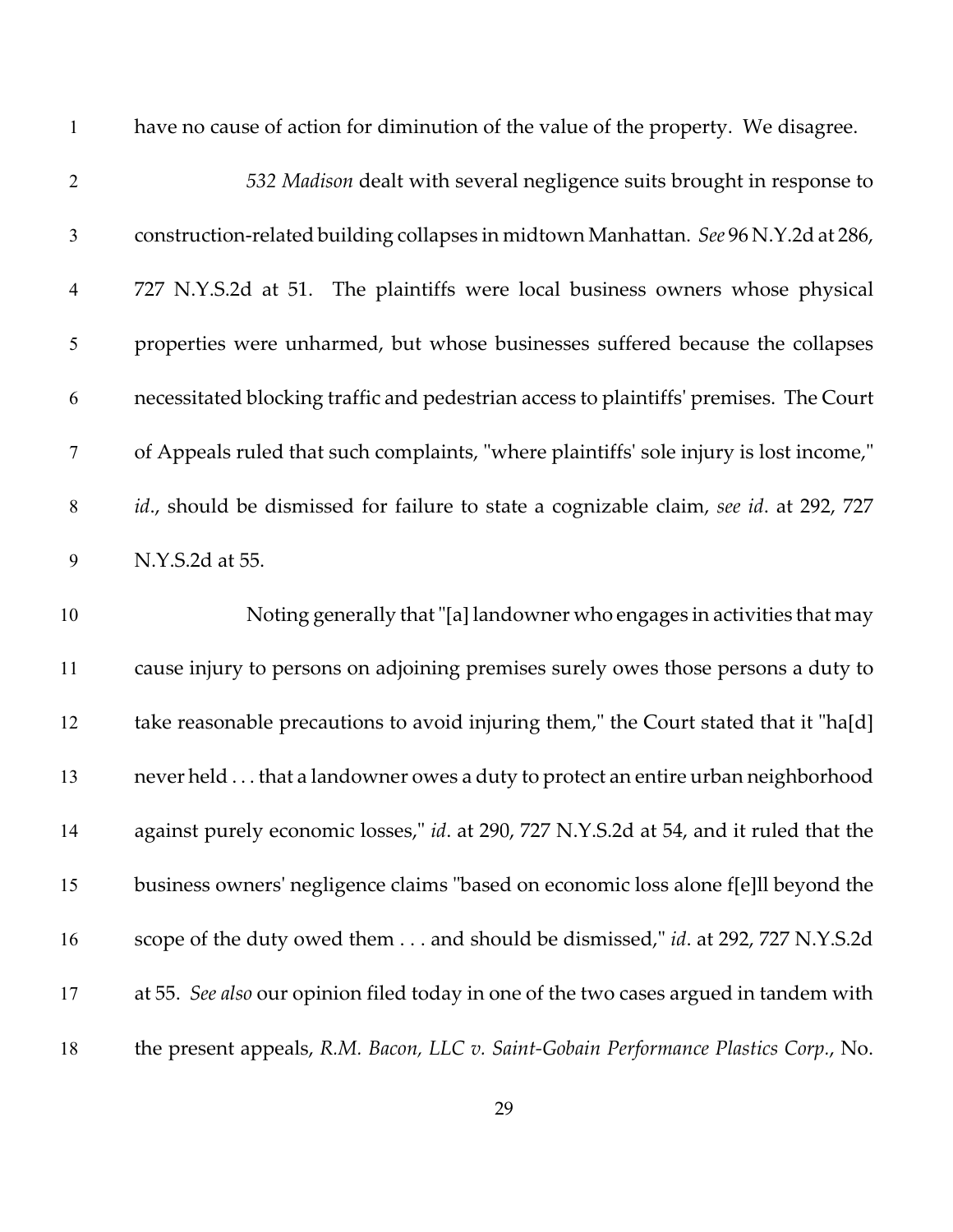have no cause of action for diminution of the value of the property. We disagree.

*532 Madison* dealt with several negligence suits brought in response to construction-related building collapses in midtown Manhattan. *See* 96 N.Y.2d at 286, 727 N.Y.S.2d at 51. The plaintiffs were local business owners whose physical properties were unharmed, but whose businesses suffered because the collapses necessitated blocking traffic and pedestrian access to plaintiffs' premises. The Court of Appeals ruled that such complaints, "where plaintiffs' sole injury is lost income," *id*., should be dismissed for failure to state a cognizable claim, *see id*. at 292, 727 N.Y.S.2d at 55.

Noting generally that "[a] landowner who engages in activities that may cause injury to persons on adjoining premises surely owes those persons a duty to take reasonable precautions to avoid injuring them," the Court stated that it "ha[d] never held . . . that a landowner owes a duty to protect an entire urban neighborhood against purely economic losses," *id*. at 290, 727 N.Y.S.2d at 54, and it ruled that the business owners' negligence claims "based on economic loss alone f[e]ll beyond the scope of the duty owed them . . . and should be dismissed," *id*. at 292, 727 N.Y.S.2d at 55. *See also* our opinion filed today in one of the two cases argued in tandem with the present appeals, *R.M. Bacon, LLC v. Saint-Gobain Performance Plastics Corp*., No.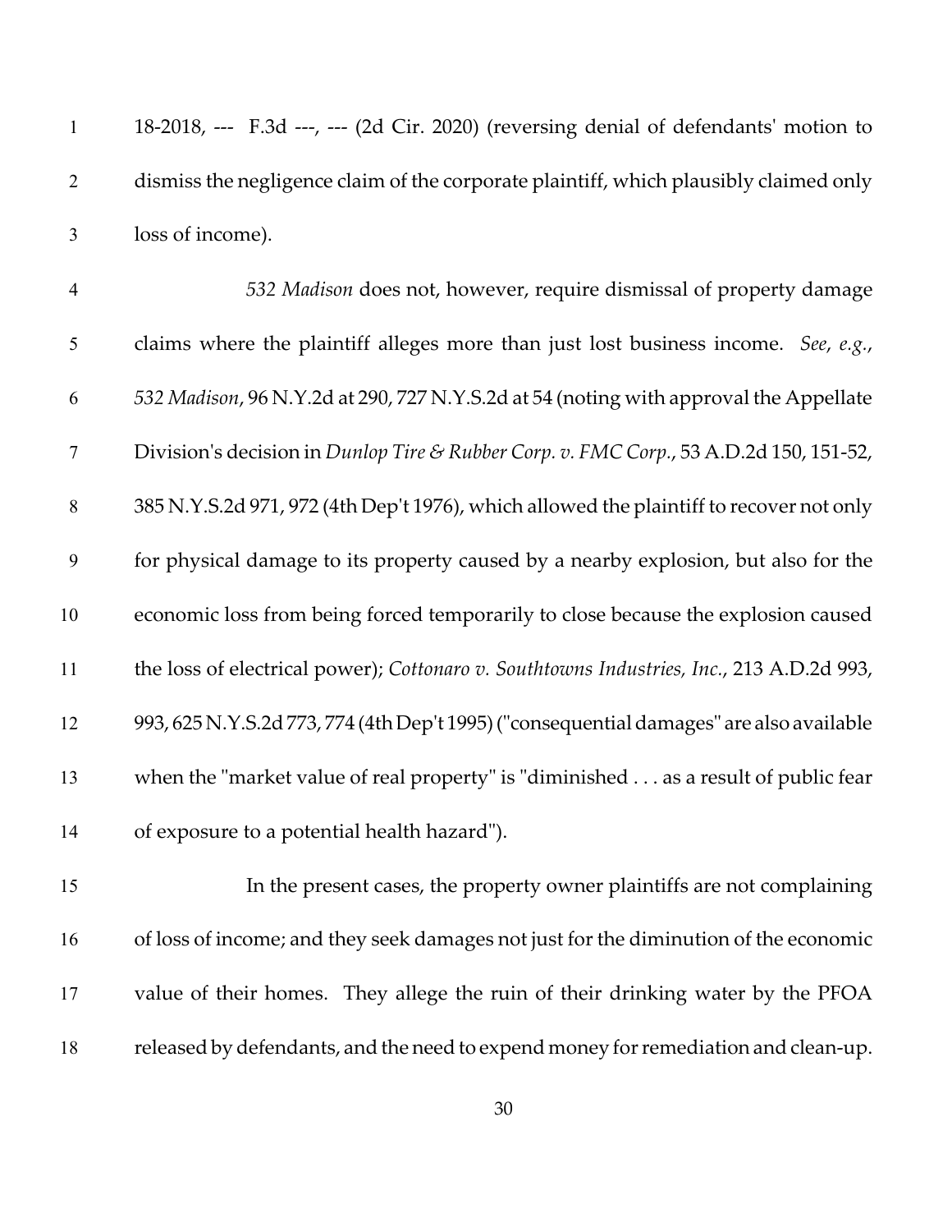18-2018, --- F.3d ---, --- (2d Cir. 2020) (reversing denial of defendants' motion to dismiss the negligence claim of the corporate plaintiff, which plausibly claimed only loss of income).

*532 Madison* does not, however, require dismissal of property damage claims where the plaintiff alleges more than just lost business income. *See*, *e.g.*, *532 Madison*, 96 N.Y.2d at 290, 727 N.Y.S.2d at 54 (noting with approval the Appellate Division's decision in *Dunlop Tire & Rubber Corp. v. FMC Corp.*, 53 A.D.2d 150, 151-52, 385 N.Y.S.2d 971, 972 (4th Dep't 1976), which allowed the plaintiff to recover not only for physical damage to its property caused by a nearby explosion, but also for the economic loss from being forced temporarily to close because the explosion caused the loss of electrical power); *Cottonaro v. Southtowns Industries, Inc.*, 213 A.D.2d 993, 993, 625 N.Y.S.2d 773, 774 (4th Dep't 1995) ("consequential damages" are also available when the "market value of real property" is "diminished . . . as a result of public fear of exposure to a potential health hazard").

In the present cases, the property owner plaintiffs are not complaining of loss of income; and they seek damages not just for the diminution of the economic value of their homes. They allege the ruin of their drinking water by the PFOA released by defendants, and the need to expend money for remediation and clean-up.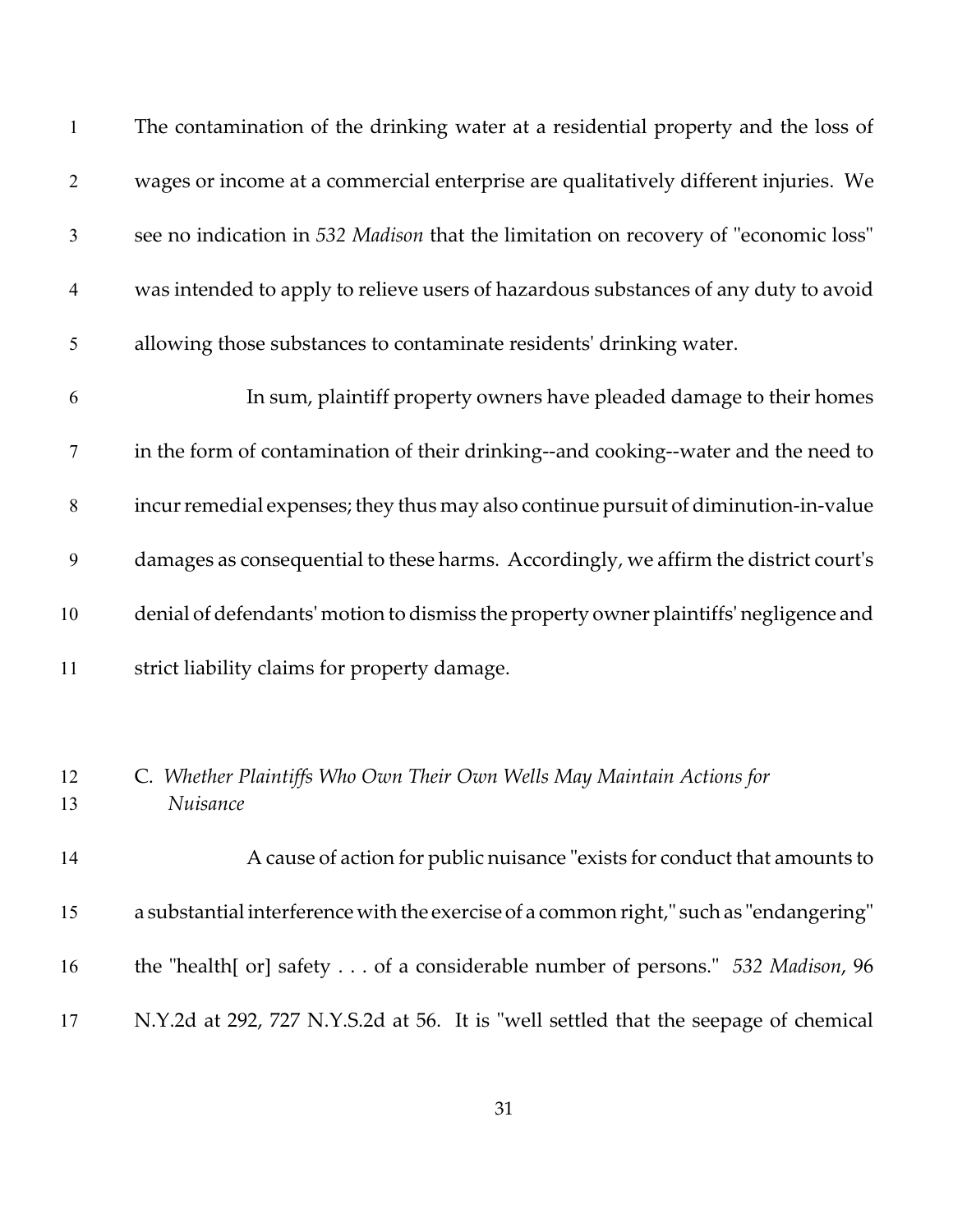The contamination of the drinking water at a residential property and the loss of wages or income at a commercial enterprise are qualitatively different injuries. We see no indication in *532 Madison* that the limitation on recovery of "economic loss" was intended to apply to relieve users of hazardous substances of any duty to avoid allowing those substances to contaminate residents' drinking water.

In sum, plaintiff property owners have pleaded damage to their homes in the form of contamination of their drinking--and cooking--water and the need to incur remedial expenses; they thus may also continue pursuit of diminution-in-value damages as consequential to these harms. Accordingly, we affirm the district court's denial of defendants' motion to dismiss the property owner plaintiffs' negligence and strict liability claims for property damage.

### C. *Whether Plaintiffs Who Own Their Own Wells May Maintain Actions for Nuisance*

A cause of action for public nuisance "exists for conduct that amounts to a substantial interference with the exercise of a common right," such as "endangering" the "health[ or] safety . . . of a considerable number of persons." *532 Madison*, 96 N.Y.2d at 292, 727 N.Y.S.2d at 56. It is "well settled that the seepage of chemical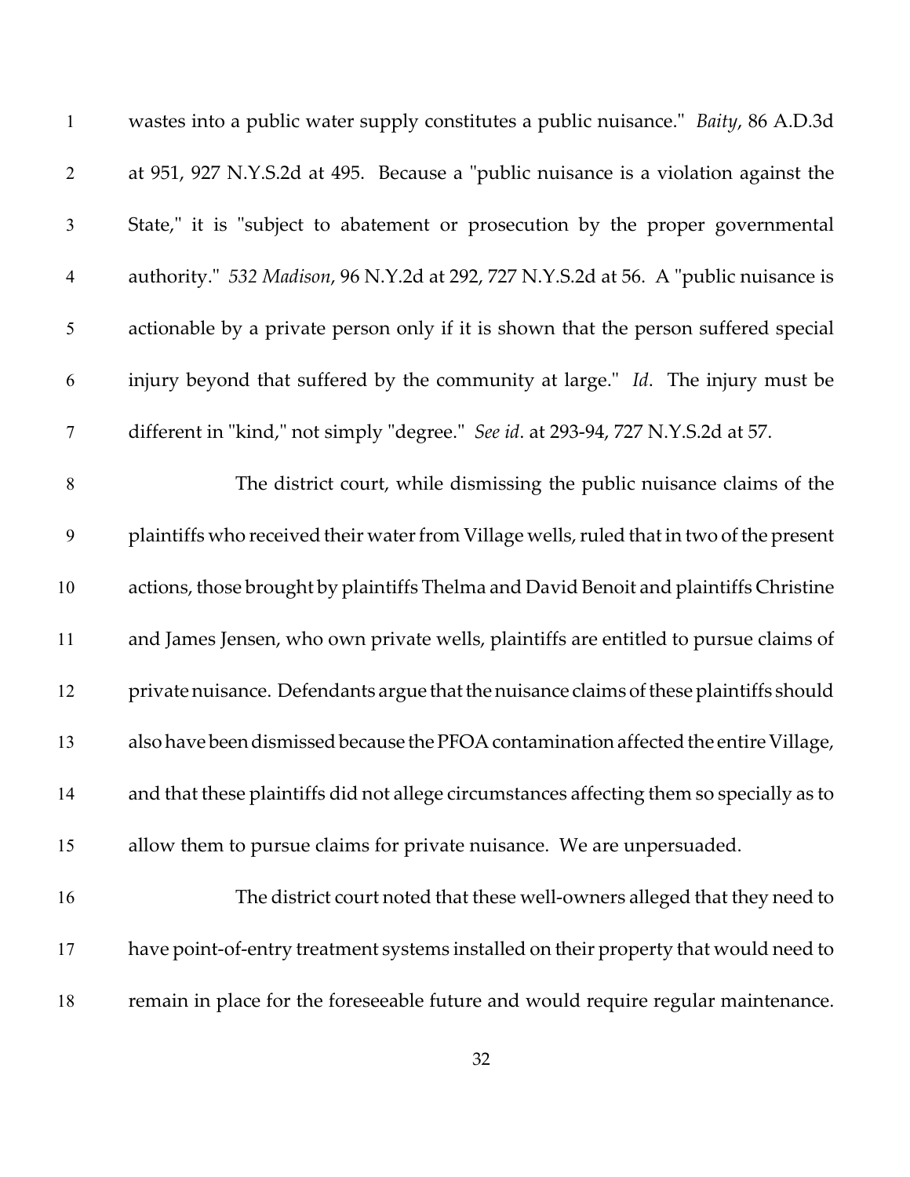wastes into a public water supply constitutes a public nuisance." *Baity*, 86 A.D.3d at 951, 927 N.Y.S.2d at 495. Because a "public nuisance is a violation against the State," it is "subject to abatement or prosecution by the proper governmental authority." *532 Madison*, 96 N.Y.2d at 292, 727 N.Y.S.2d at 56. A "public nuisance is actionable by a private person only if it is shown that the person suffered special injury beyond that suffered by the community at large." *Id*. The injury must be different in "kind," not simply "degree." *See id*. at 293-94, 727 N.Y.S.2d at 57.

The district court, while dismissing the public nuisance claims of the plaintiffs who received their water from Village wells, ruled that in two of the present actions, those brought by plaintiffs Thelma and David Benoit and plaintiffs Christine and James Jensen, who own private wells, plaintiffs are entitled to pursue claims of private nuisance. Defendants argue that the nuisance claims of these plaintiffs should also have been dismissed because the PFOA contamination affected the entire Village, and that these plaintiffs did not allege circumstances affecting them so specially as to allow them to pursue claims for private nuisance. We are unpersuaded.

The district court noted that these well-owners alleged that they need to have point-of-entry treatment systems installed on their property that would need to remain in place for the foreseeable future and would require regular maintenance.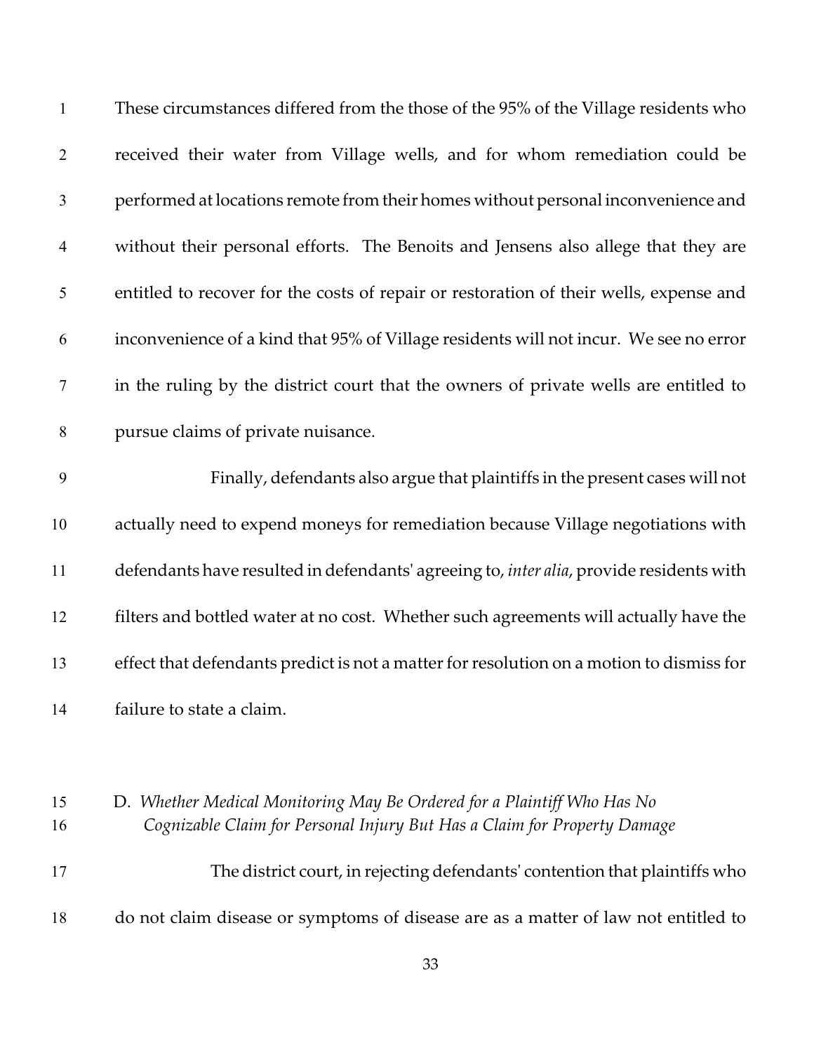These circumstances differed from the those of the 95% of the Village residents who received their water from Village wells, and for whom remediation could be performed at locations remote from their homes without personal inconvenience and without their personal efforts. The Benoits and Jensens also allege that they are entitled to recover for the costs of repair or restoration of their wells, expense and inconvenience of a kind that 95% of Village residents will not incur. We see no error in the ruling by the district court that the owners of private wells are entitled to pursue claims of private nuisance.

Finally, defendants also argue that plaintiffs in the present cases will not actually need to expend moneys for remediation because Village negotiations with defendants have resulted in defendants' agreeing to, *inter alia*, provide residents with filters and bottled water at no cost. Whether such agreements will actually have the effect that defendants predict is not a matter for resolution on a motion to dismiss for failure to state a claim.

D. *Whether Medical Monitoring May Be Ordered for a Plaintiff Who Has No Cognizable Claim for Personal Injury But Has a Claim for Property Damage*

The district court, in rejecting defendants' contention that plaintiffs who do not claim disease or symptoms of disease are as a matter of law not entitled to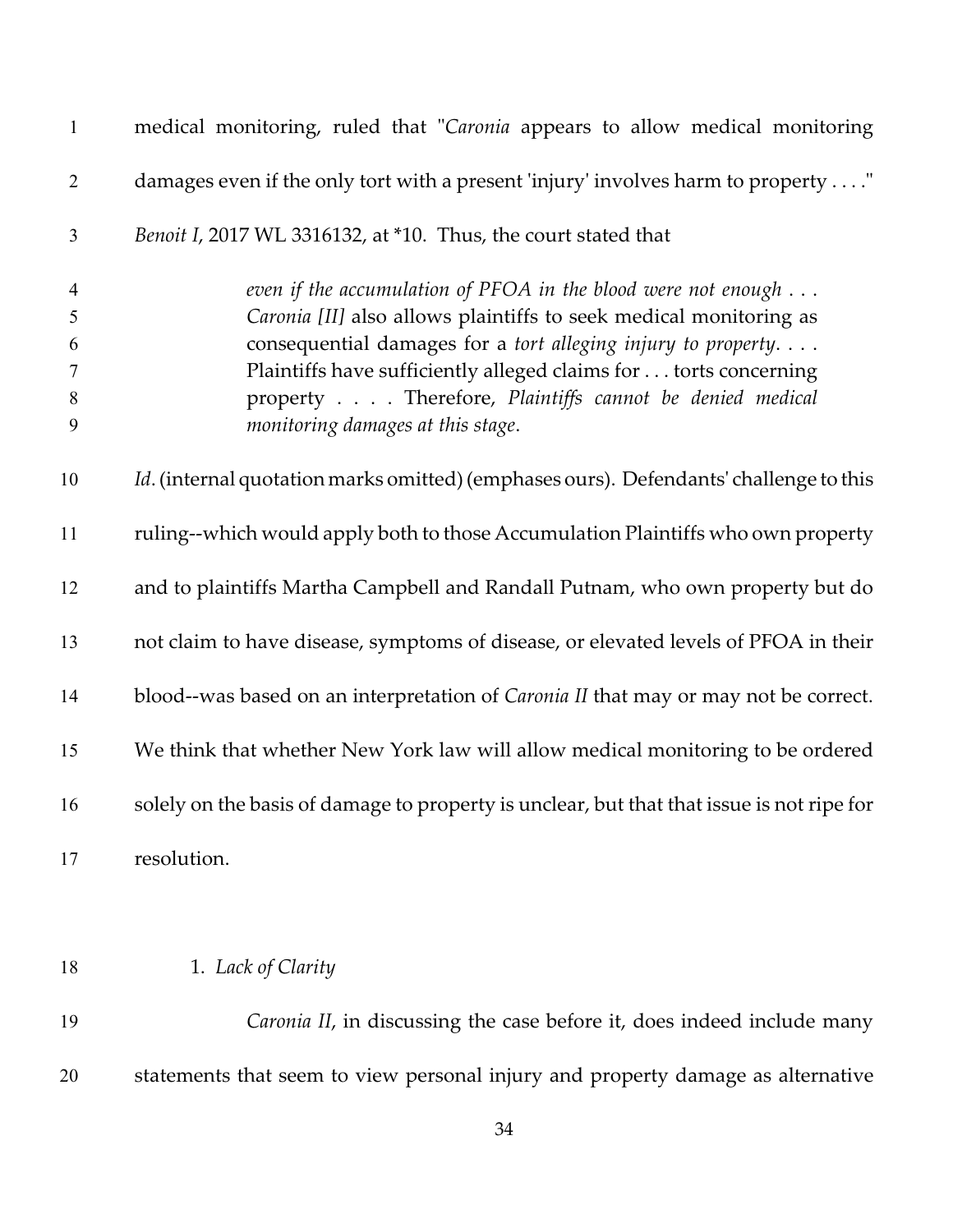medical monitoring, ruled that "*Caronia* appears to allow medical monitoring damages even if the only tort with a present 'injury' involves harm to property . . . ." *Benoit I*, 2017 WL 3316132, at *10. Thus, the court stated that

> *even if the accumulation of PFOA in the blood were not enough . . . Caronia [II]* also allows plaintiffs to seek medical monitoring as consequential damages for a *tort alleging injury to property*. . . . Plaintiffs have sufficiently alleged claims for . . . torts concerning property . . . . Therefore, *Plaintiffs cannot be denied medical monitoring damages at this stage*.

*Id*. (internal quotation marks omitted) (emphases ours). Defendants' challenge to this ruling--which would apply both to those Accumulation Plaintiffs who own property and to plaintiffs Martha Campbell and Randall Putnam, who own property but do not claim to have disease, symptoms of disease, or elevated levels of PFOA in their blood--was based on an interpretation of *Caronia II* that may or may not be correct. We think that whether New York law will allow medical monitoring to be ordered solely on the basis of damage to property is unclear, but that that issue is not ripe for resolution.

1. *Lack of Clarity*

*Caronia II*, in discussing the case before it, does indeed include many statements that seem to view personal injury and property damage as alternative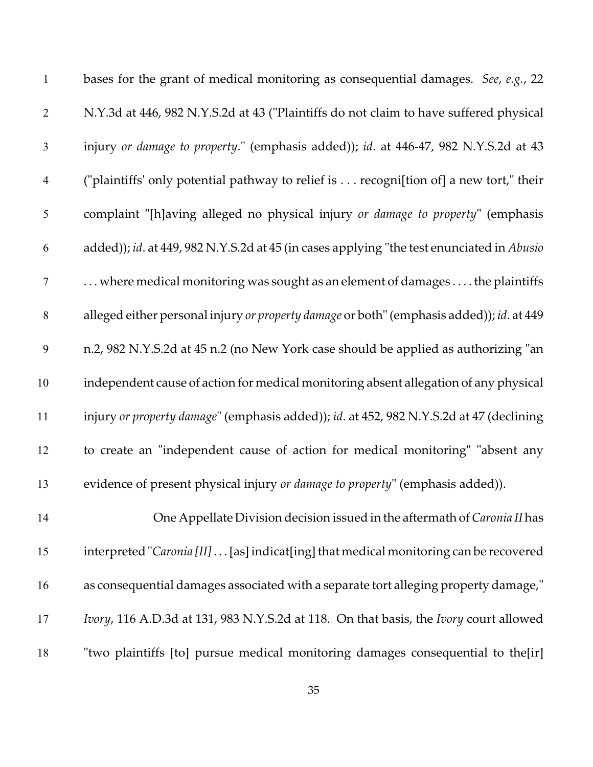bases for the grant of medical monitoring as consequential damages. *See*, *e.g.*, 22 N.Y.3d at 446, 982 N.Y.S.2d at 43 ("Plaintiffs do not claim to have suffered physical injury *or damage to property*." (emphasis added)); *id*. at 446-47, 982 N.Y.S.2d at 43 ("plaintiffs' only potential pathway to relief is . . . recogni[tion of] a new tort," their complaint "[h]aving alleged no physical injury *or damage to property*" (emphasis added)); *id*. at 449, 982 N.Y.S.2d at 45 (in cases applying "the test enunciated in *Abusio* . . . where medical monitoring was sought as an element of damages . . . . the plaintiffs alleged either personal injury *or property damage* or both" (emphasis added)); *id*. at 449 n.2, 982 N.Y.S.2d at 45 n.2 (no New York case should be applied as authorizing "an independent cause of action for medical monitoring absent allegation of any physical injury *or property damage*" (emphasis added)); *id*. at 452, 982 N.Y.S.2d at 47 (declining to create an "independent cause of action for medical monitoring" "absent any evidence of present physical injury *or damage to property*" (emphasis added)).

One Appellate Division decision issued in the aftermath of *Caronia II* has interpreted "*Caronia [II]* . . . [as] indicat[ing] that medical monitoring can be recovered as consequential damages associated with a separate tort alleging property damage," *Ivory*, 116 A.D.3d at 131, 983 N.Y.S.2d at 118. On that basis, the *Ivory* court allowed "two plaintiffs [to] pursue medical monitoring damages consequential to the[ir]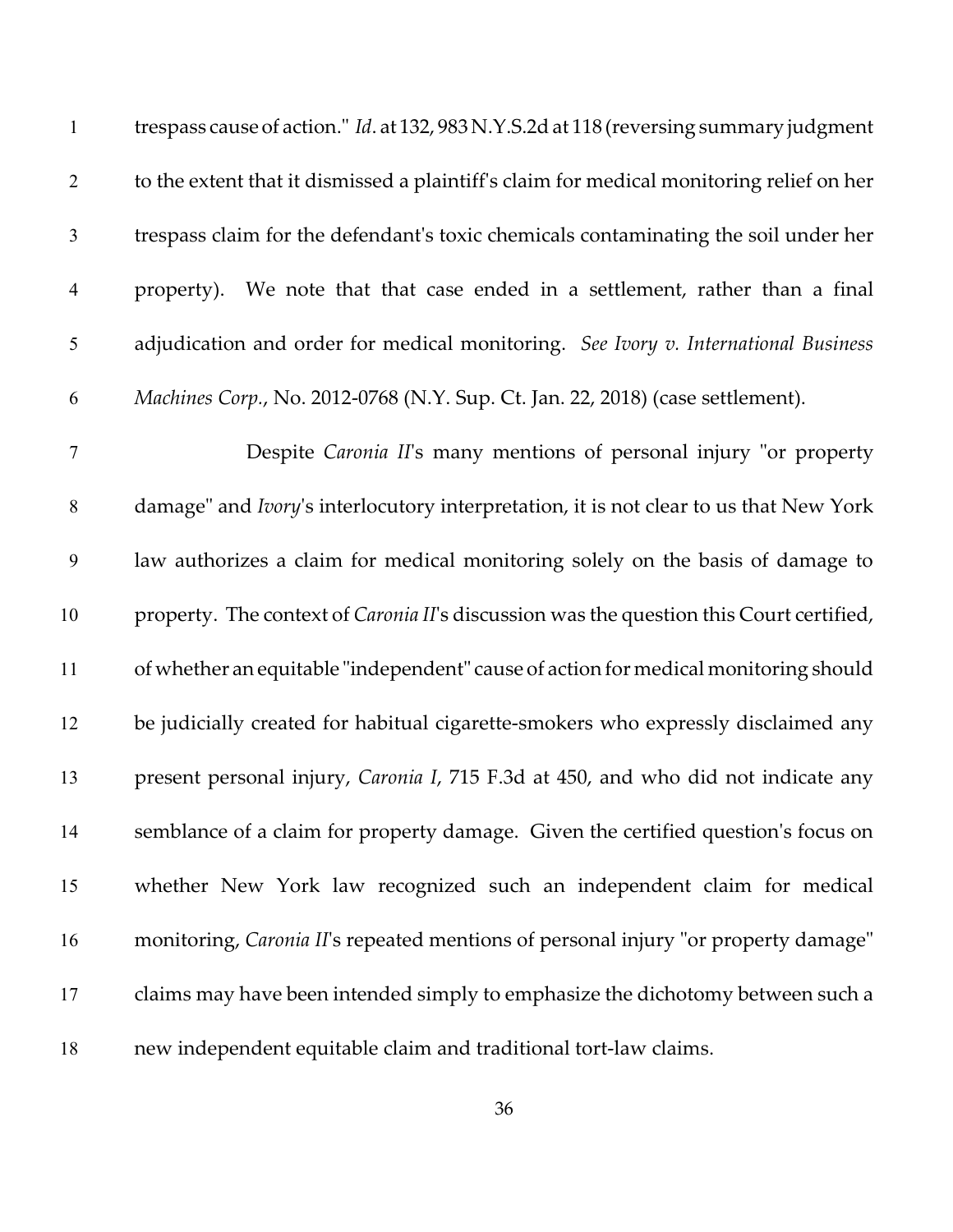trespass cause of action." *Id*. at 132, 983 N.Y.S.2d at 118 (reversing summary judgment to the extent that it dismissed a plaintiff's claim for medical monitoring relief on her trespass claim for the defendant's toxic chemicals contaminating the soil under her property). We note that that case ended in a settlement, rather than a final adjudication and order for medical monitoring. *See Ivory v. International Business Machines Corp.*, No. 2012-0768 (N.Y. Sup. Ct. Jan. 22, 2018) (case settlement).

Despite *Caronia II*'s many mentions of personal injury "or property damage" and *Ivory*'s interlocutory interpretation, it is not clear to us that New York law authorizes a claim for medical monitoring solely on the basis of damage to property. The context of *Caronia II*'s discussion was the question this Court certified, of whether an equitable "independent" cause of action for medical monitoring should be judicially created for habitual cigarette-smokers who expressly disclaimed any present personal injury, *Caronia I*, 715 F.3d at 450, and who did not indicate any semblance of a claim for property damage. Given the certified question's focus on whether New York law recognized such an independent claim for medical monitoring, *Caronia II*'s repeated mentions of personal injury "or property damage" claims may have been intended simply to emphasize the dichotomy between such a new independent equitable claim and traditional tort-law claims.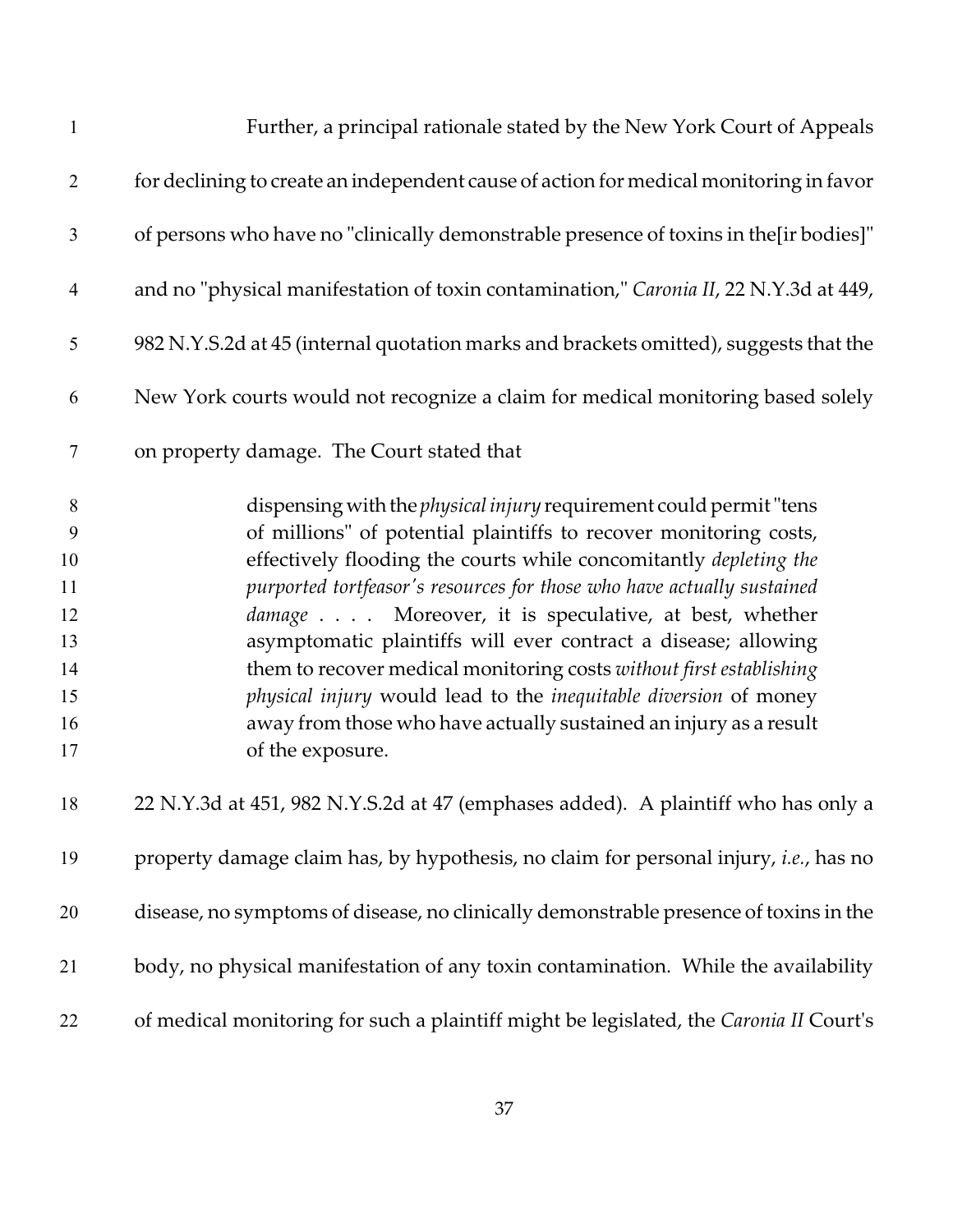Further, a principal rationale stated by the New York Court of Appeals for declining to create an independent cause of action for medical monitoring in favor of persons who have no "clinically demonstrable presence of toxins in the[ir bodies]" and no "physical manifestation of toxin contamination," *Caronia II*, 22 N.Y.3d at 449, 982 N.Y.S.2d at 45 (internal quotation marks and brackets omitted), suggests that the New York courts would not recognize a claim for medical monitoring based solely on property damage. The Court stated that

> dispensing with the *physical injury* requirement could permit "tens of millions" of potential plaintiffs to recover monitoring costs, effectively flooding the courts while concomitantly *depleting the purported tortfeasor's resources for those who have actually sustained damage* . . . . Moreover, it is speculative, at best, whether asymptomatic plaintiffs will ever contract a disease; allowing them to recover medical monitoring costs *without first establishing physical injury* would lead to the *inequitable diversion* of money away from those who have actually sustained an injury as a result of the exposure.

22 N.Y.3d at 451, 982 N.Y.S.2d at 47 (emphases added). A plaintiff who has only a property damage claim has, by hypothesis, no claim for personal injury, *i.e.*, has no disease, no symptoms of disease, no clinically demonstrable presence of toxins in the body, no physical manifestation of any toxin contamination. While the availability of medical monitoring for such a plaintiff might be legislated, the *Caronia II* Court's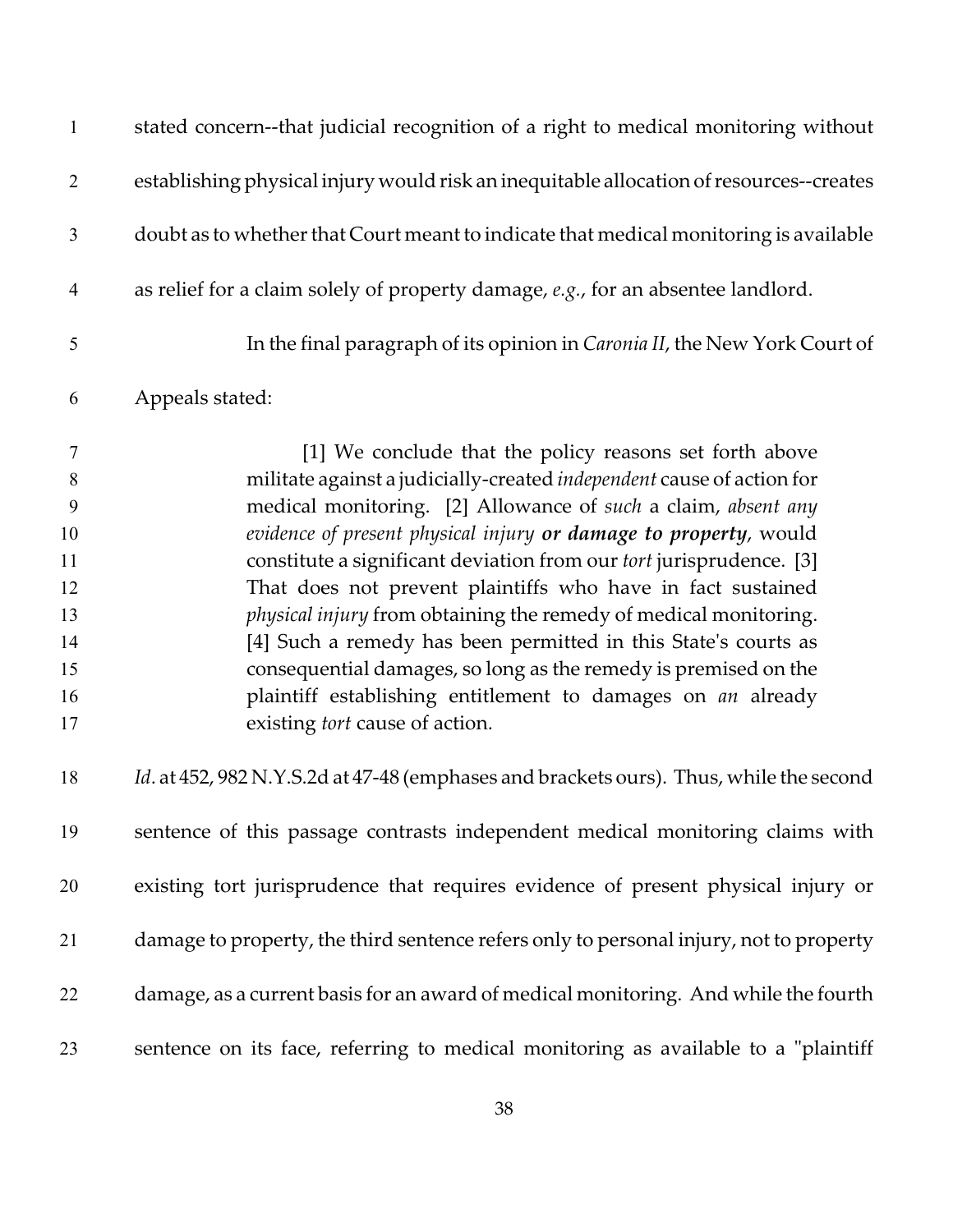stated concern--that judicial recognition of a right to medical monitoring without establishing physical injury would risk an inequitable allocation of resources--creates doubt as to whether that Court meant to indicate that medical monitoring is available as relief for a claim solely of property damage, *e.g.*, for an absentee landlord.

In the final paragraph of its opinion in *Caronia II*, the New York Court of Appeals stated:

> [1] We conclude that the policy reasons set forth above militate against a judicially-created *independent* cause of action for medical monitoring. [2] Allowance of *such* a claim, *absent any evidence of present physical injury* ***or damage to property***, would constitute a significant deviation from our *tort* jurisprudence. [3] That does not prevent plaintiffs who have in fact sustained *physical injury* from obtaining the remedy of medical monitoring. [4] Such a remedy has been permitted in this State's courts as consequential damages, so long as the remedy is premised on the plaintiff establishing entitlement to damages on *an* already existing *tort* cause of action.

*Id*. at 452, 982 N.Y.S.2d at 47-48 (emphases and brackets ours). Thus, while the second sentence of this passage contrasts independent medical monitoring claims with existing tort jurisprudence that requires evidence of present physical injury or damage to property, the third sentence refers only to personal injury, not to property damage, as a current basis for an award of medical monitoring. And while the fourth sentence on its face, referring to medical monitoring as available to a "plaintiff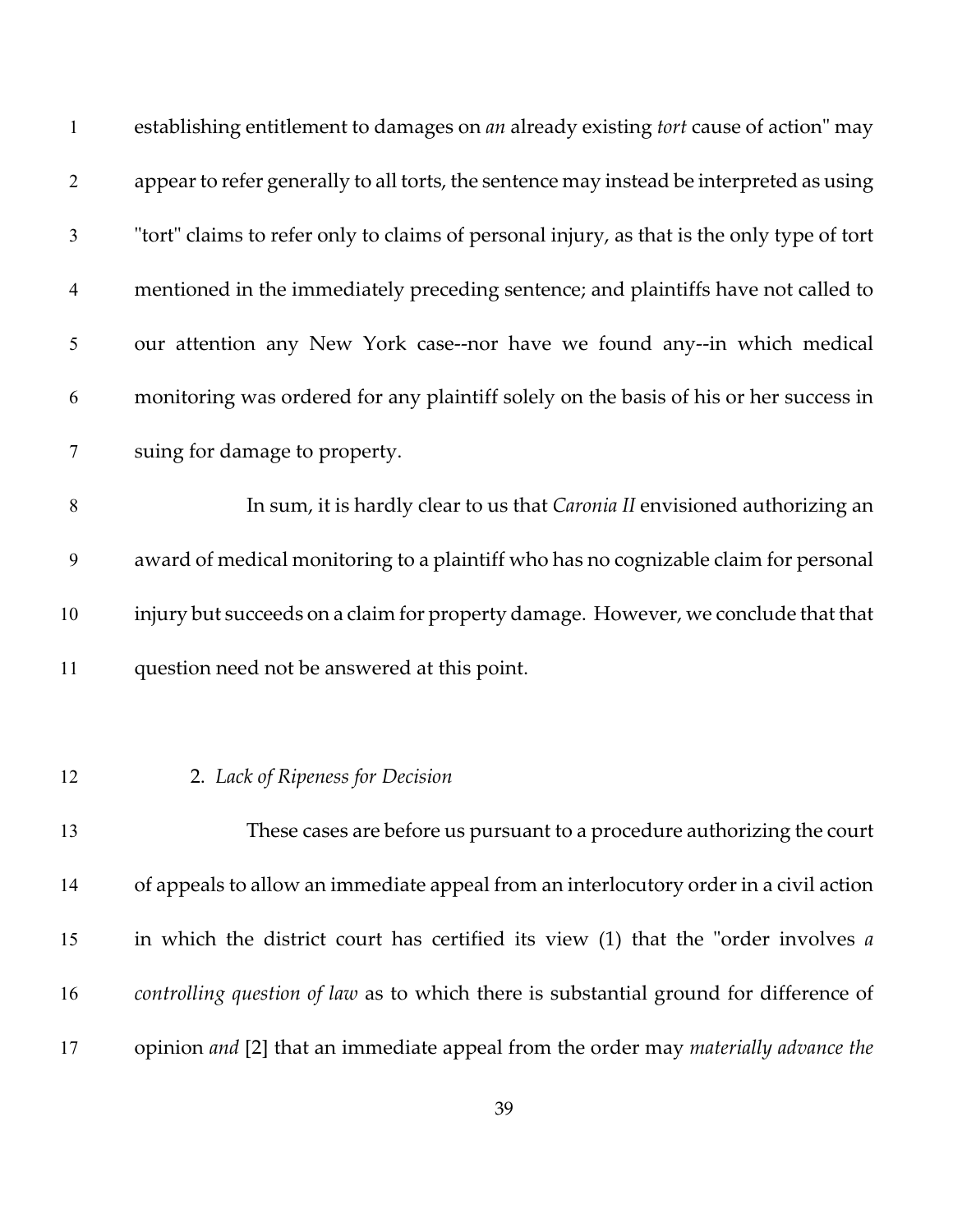establishing entitlement to damages on *an* already existing *tort* cause of action" may appear to refer generally to all torts, the sentence may instead be interpreted as using "tort" claims to refer only to claims of personal injury, as that is the only type of tort mentioned in the immediately preceding sentence; and plaintiffs have not called to our attention any New York case--nor have we found any--in which medical monitoring was ordered for any plaintiff solely on the basis of his or her success in suing for damage to property.

In sum, it is hardly clear to us that *Caronia II* envisioned authorizing an award of medical monitoring to a plaintiff who has no cognizable claim for personal injury but succeeds on a claim for property damage. However, we conclude that that question need not be answered at this point.

2. *Lack of Ripeness for Decision*

These cases are before us pursuant to a procedure authorizing the court of appeals to allow an immediate appeal from an interlocutory order in a civil action in which the district court has certified its view (1) that the "order involves *a controlling question of law* as to which there is substantial ground for difference of opinion *and* [2] that an immediate appeal from the order may *materially advance the*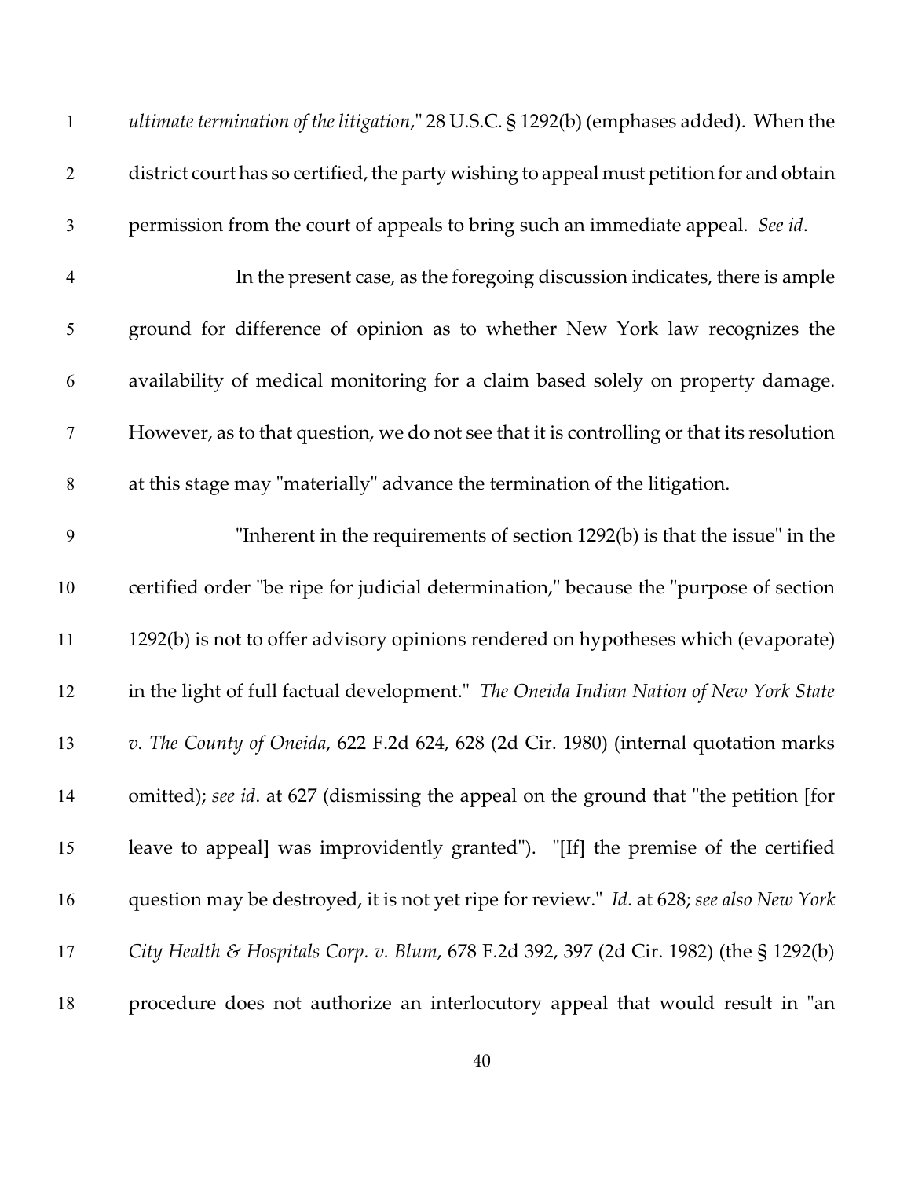*ultimate termination of the litigation*," 28 U.S.C. § 1292(b) (emphases added). When the district court has so certified, the party wishing to appeal must petition for and obtain permission from the court of appeals to bring such an immediate appeal. *See id*.

In the present case, as the foregoing discussion indicates, there is ample ground for difference of opinion as to whether New York law recognizes the availability of medical monitoring for a claim based solely on property damage. However, as to that question, we do not see that it is controlling or that its resolution at this stage may "materially" advance the termination of the litigation.

"Inherent in the requirements of section 1292(b) is that the issue" in the certified order "be ripe for judicial determination," because the "purpose of section 1292(b) is not to offer advisory opinions rendered on hypotheses which (evaporate) in the light of full factual development." *The Oneida Indian Nation of New York State v. The County of Oneida*, 622 F.2d 624, 628 (2d Cir. 1980) (internal quotation marks omitted); *see id*. at 627 (dismissing the appeal on the ground that "the petition [for leave to appeal] was improvidently granted"). "[If] the premise of the certified question may be destroyed, it is not yet ripe for review." *Id*. at 628; *see also New York City Health & Hospitals Corp. v. Blum*, 678 F.2d 392, 397 (2d Cir. 1982) (the § 1292(b) procedure does not authorize an interlocutory appeal that would result in "an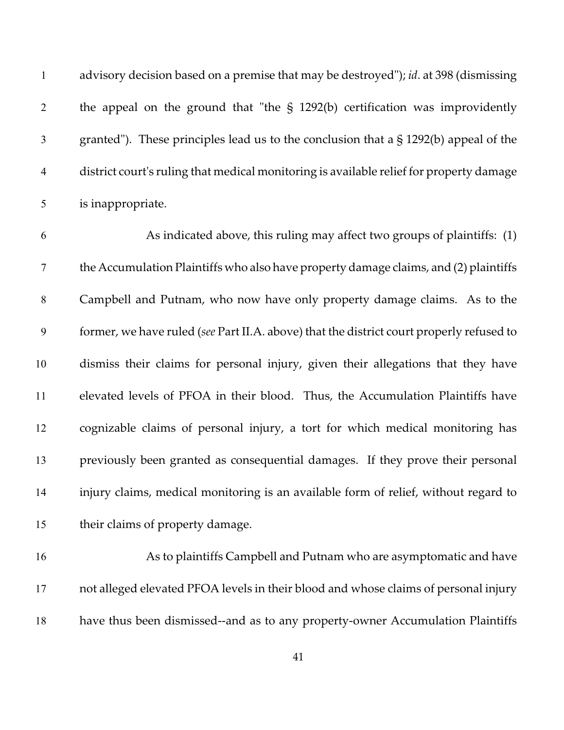advisory decision based on a premise that may be destroyed"); *id*. at 398 (dismissing the appeal on the ground that "the § 1292(b) certification was improvidently granted"). These principles lead us to the conclusion that a § 1292(b) appeal of the district court's ruling that medical monitoring is available relief for property damage is inappropriate.

As indicated above, this ruling may affect two groups of plaintiffs: (1) the Accumulation Plaintiffs who also have property damage claims, and (2) plaintiffs Campbell and Putnam, who now have only property damage claims. As to the former, we have ruled (*see* Part II.A. above) that the district court properly refused to dismiss their claims for personal injury, given their allegations that they have elevated levels of PFOA in their blood. Thus, the Accumulation Plaintiffs have cognizable claims of personal injury, a tort for which medical monitoring has previously been granted as consequential damages. If they prove their personal injury claims, medical monitoring is an available form of relief, without regard to their claims of property damage.

As to plaintiffs Campbell and Putnam who are asymptomatic and have not alleged elevated PFOA levels in their blood and whose claims of personal injury have thus been dismissed--and as to any property-owner Accumulation Plaintiffs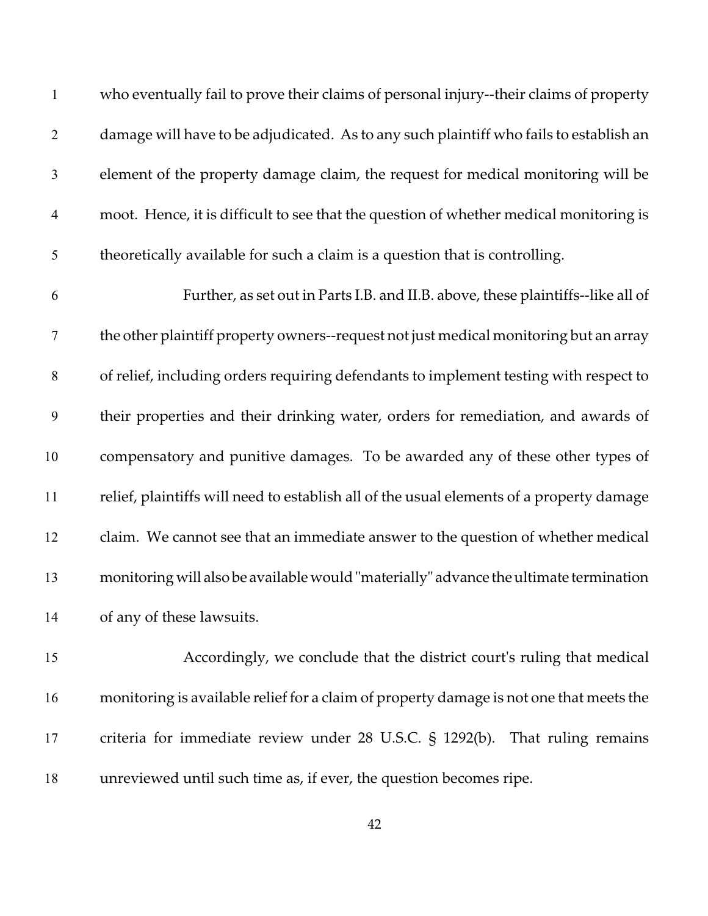who eventually fail to prove their claims of personal injury--their claims of property damage will have to be adjudicated. As to any such plaintiff who fails to establish an element of the property damage claim, the request for medical monitoring will be moot. Hence, it is difficult to see that the question of whether medical monitoring is theoretically available for such a claim is a question that is controlling.

Further, as set out in Parts I.B. and II.B. above, these plaintiffs--like all of the other plaintiff property owners--request not just medical monitoring but an array of relief, including orders requiring defendants to implement testing with respect to their properties and their drinking water, orders for remediation, and awards of compensatory and punitive damages. To be awarded any of these other types of relief, plaintiffs will need to establish all of the usual elements of a property damage claim. We cannot see that an immediate answer to the question of whether medical monitoring will also be available would "materially" advance the ultimate termination of any of these lawsuits.

Accordingly, we conclude that the district court's ruling that medical monitoring is available relief for a claim of property damage is not one that meets the criteria for immediate review under 28 U.S.C. § 1292(b). That ruling remains unreviewed until such time as, if ever, the question becomes ripe.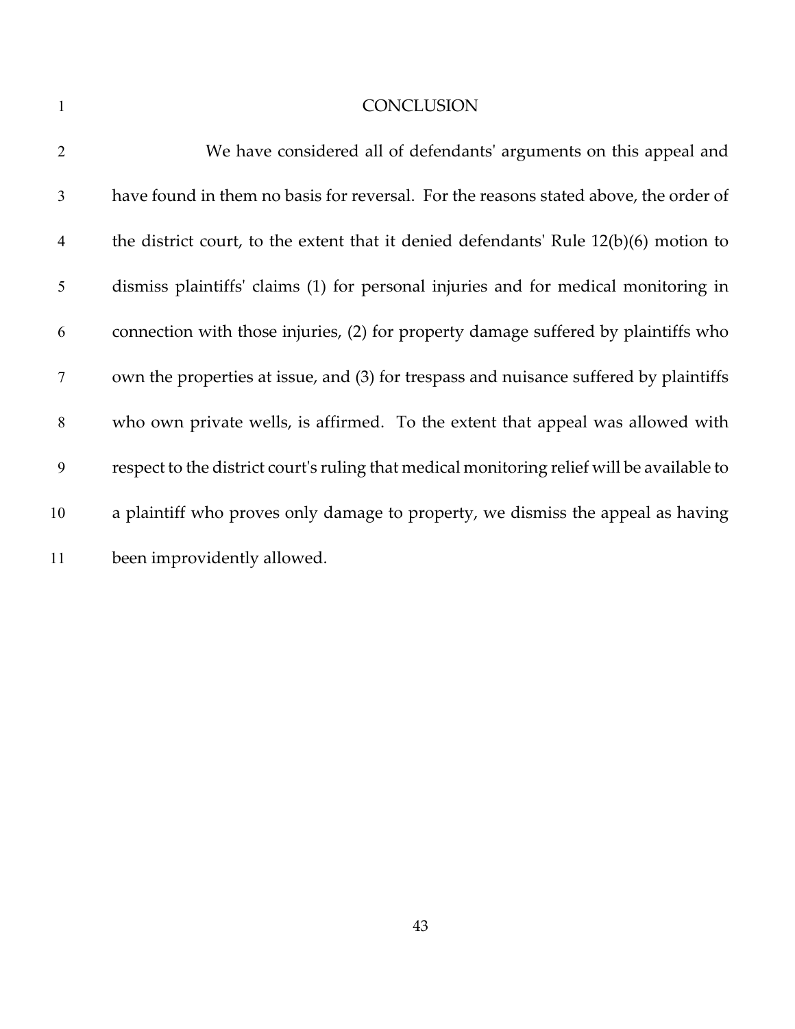## CONCLUSION

We have considered all of defendants' arguments on this appeal and have found in them no basis for reversal. For the reasons stated above, the order of the district court, to the extent that it denied defendants' Rule 12(b)(6) motion to dismiss plaintiffs' claims (1) for personal injuries and for medical monitoring in connection with those injuries, (2) for property damage suffered by plaintiffs who own the properties at issue, and (3) for trespass and nuisance suffered by plaintiffs who own private wells, is affirmed. To the extent that appeal was allowed with respect to the district court's ruling that medical monitoring relief will be available to a plaintiff who proves only damage to property, we dismiss the appeal as having been improvidently allowed.